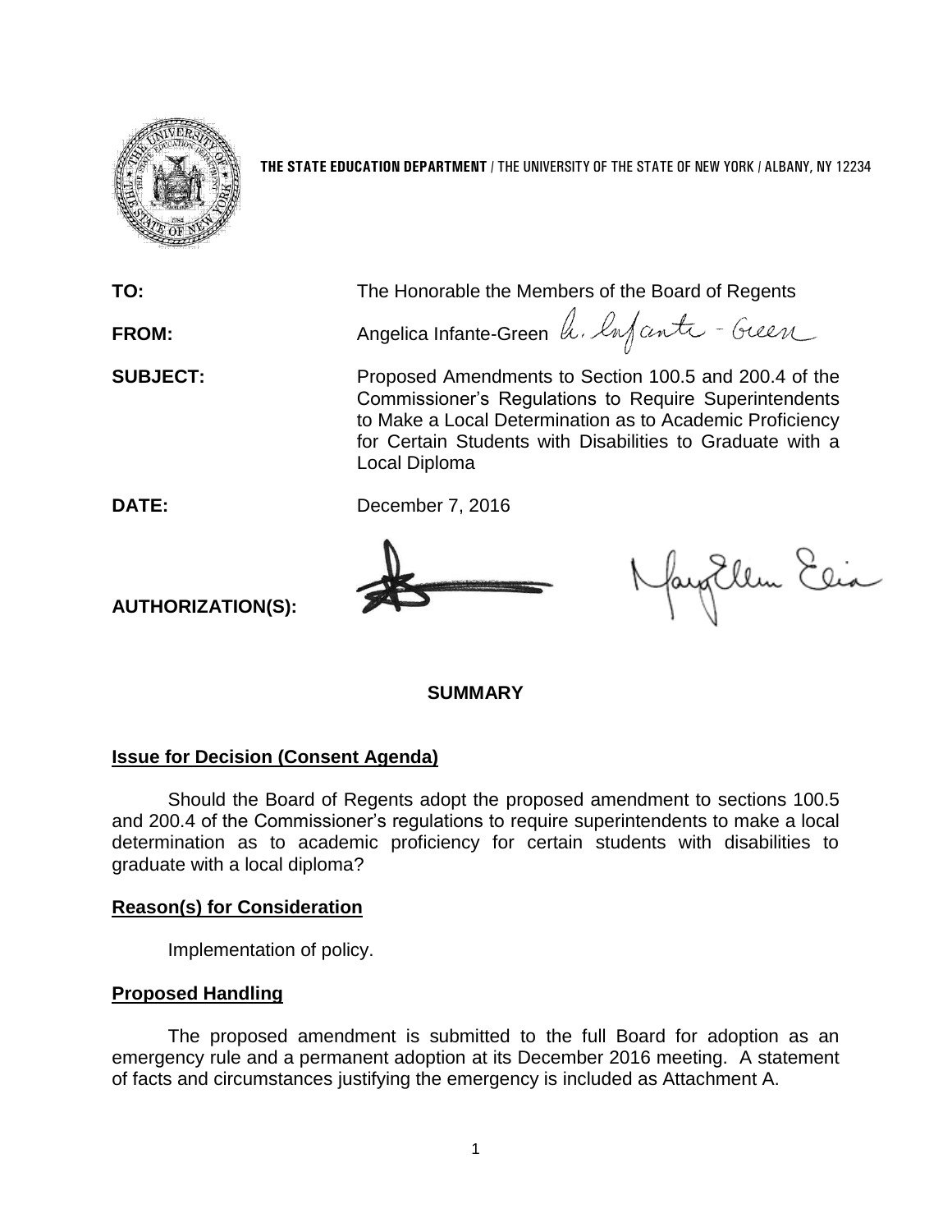**THE STATE EDUCATION DEPARTMENT** / THE UNIVERSITY OF THE STATE OF NEW YORK / ALBANY, NY 12234

**TO:** The Honorable the Members of the Board of Regents

**FROM:** Angelica Infante-Green

**SUBJECT:** Proposed Amendments to Section 100.5 and 200.4 of the Commissioner's Regulations to Require Superintendents to Make a Local Determination as to Academic Proficiency for Certain Students with Disabilities to Graduate with a Local Diploma

**DATE:** December 7, 2016

**AUTHORIZATION(S):**

## SUMMARY

### Issue for Decision (Consent Agenda)

Should the Board of Regents adopt the proposed amendment to sections 100.5 and 200.4 of the Commissioner's regulations to require superintendents to make a local determination as to academic proficiency for certain students with disabilities to graduate with a local diploma?

### Reason(s) for Consideration

Implementation of policy.

### Proposed Handling

The proposed amendment is submitted to the full Board for adoption as an emergency rule and a permanent adoption at its December 2016 meeting. A statement of facts and circumstances justifying the emergency is included as Attachment A.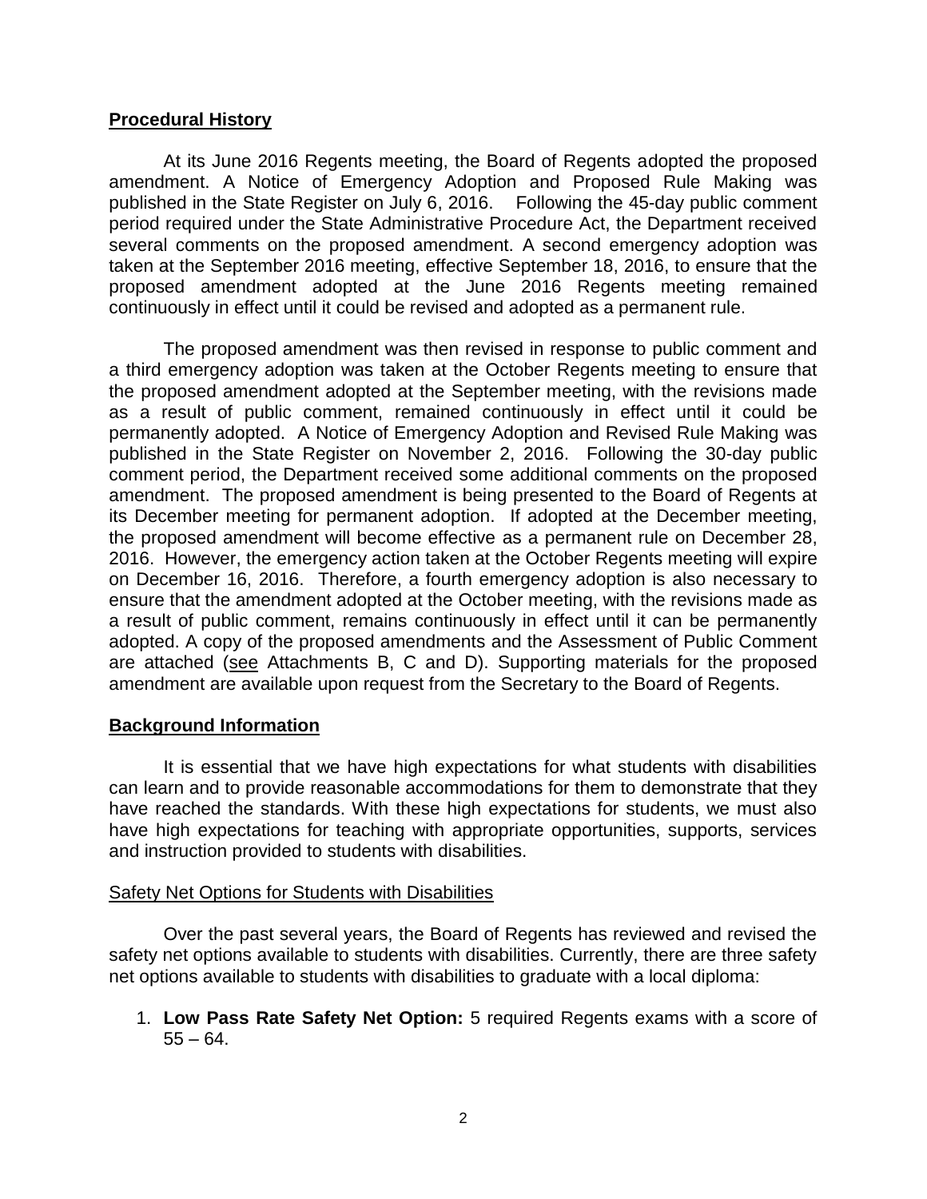## Procedural History

At its June 2016 Regents meeting, the Board of Regents adopted the proposed amendment. A Notice of Emergency Adoption and Proposed Rule Making was published in the State Register on July 6, 2016. Following the 45-day public comment period required under the State Administrative Procedure Act, the Department received several comments on the proposed amendment. A second emergency adoption was taken at the September 2016 meeting, effective September 18, 2016, to ensure that the proposed amendment adopted at the June 2016 Regents meeting remained continuously in effect until it could be revised and adopted as a permanent rule.

The proposed amendment was then revised in response to public comment and a third emergency adoption was taken at the October Regents meeting to ensure that the proposed amendment adopted at the September meeting, with the revisions made as a result of public comment, remained continuously in effect until it could be permanently adopted. A Notice of Emergency Adoption and Revised Rule Making was published in the State Register on November 2, 2016. Following the 30-day public comment period, the Department received some additional comments on the proposed amendment. The proposed amendment is being presented to the Board of Regents at its December meeting for permanent adoption. If adopted at the December meeting, the proposed amendment will become effective as a permanent rule on December 28, 2016. However, the emergency action taken at the October Regents meeting will expire on December 16, 2016. Therefore, a fourth emergency adoption is also necessary to ensure that the amendment adopted at the October meeting, with the revisions made as a result of public comment, remains continuously in effect until it can be permanently adopted. A copy of the proposed amendments and the Assessment of Public Comment are attached (see Attachments B, C and D). Supporting materials for the proposed amendment are available upon request from the Secretary to the Board of Regents.

## Background Information

It is essential that we have high expectations for what students with disabilities can learn and to provide reasonable accommodations for them to demonstrate that they have reached the standards. With these high expectations for students, we must also have high expectations for teaching with appropriate opportunities, supports, services and instruction provided to students with disabilities.

### Safety Net Options for Students with Disabilities

Over the past several years, the Board of Regents has reviewed and revised the safety net options available to students with disabilities. Currently, there are three safety net options available to students with disabilities to graduate with a local diploma:

1. **Low Pass Rate Safety Net Option:** 5 required Regents exams with a score of 55 – 64.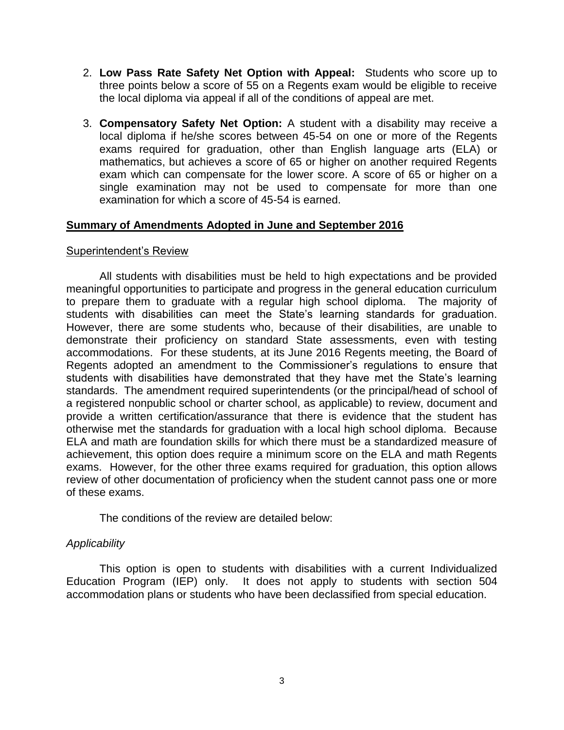2. **Low Pass Rate Safety Net Option with Appeal:** Students who score up to three points below a score of 55 on a Regents exam would be eligible to receive the local diploma via appeal if all of the conditions of appeal are met.

3. **Compensatory Safety Net Option:** A student with a disability may receive a local diploma if he/she scores between 45-54 on one or more of the Regents exams required for graduation, other than English language arts (ELA) or mathematics, but achieves a score of 65 or higher on another required Regents exam which can compensate for the lower score. A score of 65 or higher on a single examination may not be used to compensate for more than one examination for which a score of 45-54 is earned.

## Summary of Amendments Adopted in June and September 2016

### Superintendent's Review

All students with disabilities must be held to high expectations and be provided meaningful opportunities to participate and progress in the general education curriculum to prepare them to graduate with a regular high school diploma. The majority of students with disabilities can meet the State's learning standards for graduation. However, there are some students who, because of their disabilities, are unable to demonstrate their proficiency on standard State assessments, even with testing accommodations. For these students, at its June 2016 Regents meeting, the Board of Regents adopted an amendment to the Commissioner's regulations to ensure that students with disabilities have demonstrated that they have met the State's learning standards. The amendment required superintendents (or the principal/head of school of a registered nonpublic school or charter school, as applicable) to review, document and provide a written certification/assurance that there is evidence that the student has otherwise met the standards for graduation with a local high school diploma. Because ELA and math are foundation skills for which there must be a standardized measure of achievement, this option does require a minimum score on the ELA and math Regents exams. However, for the other three exams required for graduation, this option allows review of other documentation of proficiency when the student cannot pass one or more of these exams.

The conditions of the review are detailed below:

*Applicability*

This option is open to students with disabilities with a current Individualized Education Program (IEP) only. It does not apply to students with section 504 accommodation plans or students who have been declassified from special education.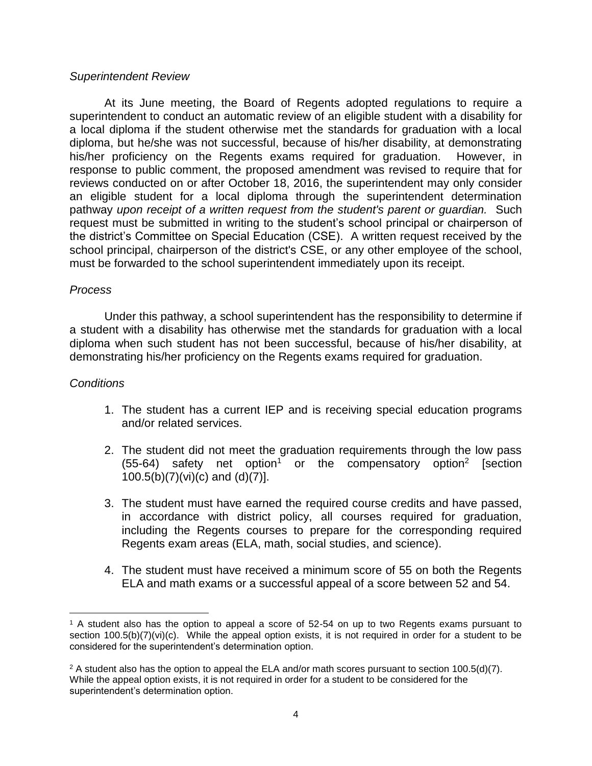*Superintendent Review*

At its June meeting, the Board of Regents adopted regulations to require a superintendent to conduct an automatic review of an eligible student with a disability for a local diploma if the student otherwise met the standards for graduation with a local diploma, but he/she was not successful, because of his/her disability, at demonstrating his/her proficiency on the Regents exams required for graduation. However, in response to public comment, the proposed amendment was revised to require that for reviews conducted on or after October 18, 2016, the superintendent may only consider an eligible student for a local diploma through the superintendent determination pathway *upon receipt of a written request from the student's parent or guardian.* Such request must be submitted in writing to the student's school principal or chairperson of the district's Committee on Special Education (CSE). A written request received by the school principal, chairperson of the district's CSE, or any other employee of the school, must be forwarded to the school superintendent immediately upon its receipt.

*Process*

Under this pathway, a school superintendent has the responsibility to determine if a student with a disability has otherwise met the standards for graduation with a local diploma when such student has not been successful, because of his/her disability, at demonstrating his/her proficiency on the Regents exams required for graduation.

*Conditions*

1. The student has a current IEP and is receiving special education programs and/or related services.
2. The student did not meet the graduation requirements through the low pass (55-64) safety net option[1] or the compensatory option[2] [section 100.5(b)(7)(vi)(c) and (d)(7)].
3. The student must have earned the required course credits and have passed, in accordance with district policy, all courses required for graduation, including the Regents courses to prepare for the corresponding required Regents exam areas (ELA, math, social studies, and science).
4. The student must have received a minimum score of 55 on both the Regents ELA and math exams or a successful appeal of a score between 52 and 54.

---

[1] A student also has the option to appeal a score of 52-54 on up to two Regents exams pursuant to section 100.5(b)(7)(vi)(c). While the appeal option exists, it is not required in order for a student to be considered for the superintendent's determination option.

[2] A student also has the option to appeal the ELA and/or math scores pursuant to section 100.5(d)(7). While the appeal option exists, it is not required in order for a student to be considered for the superintendent's determination option.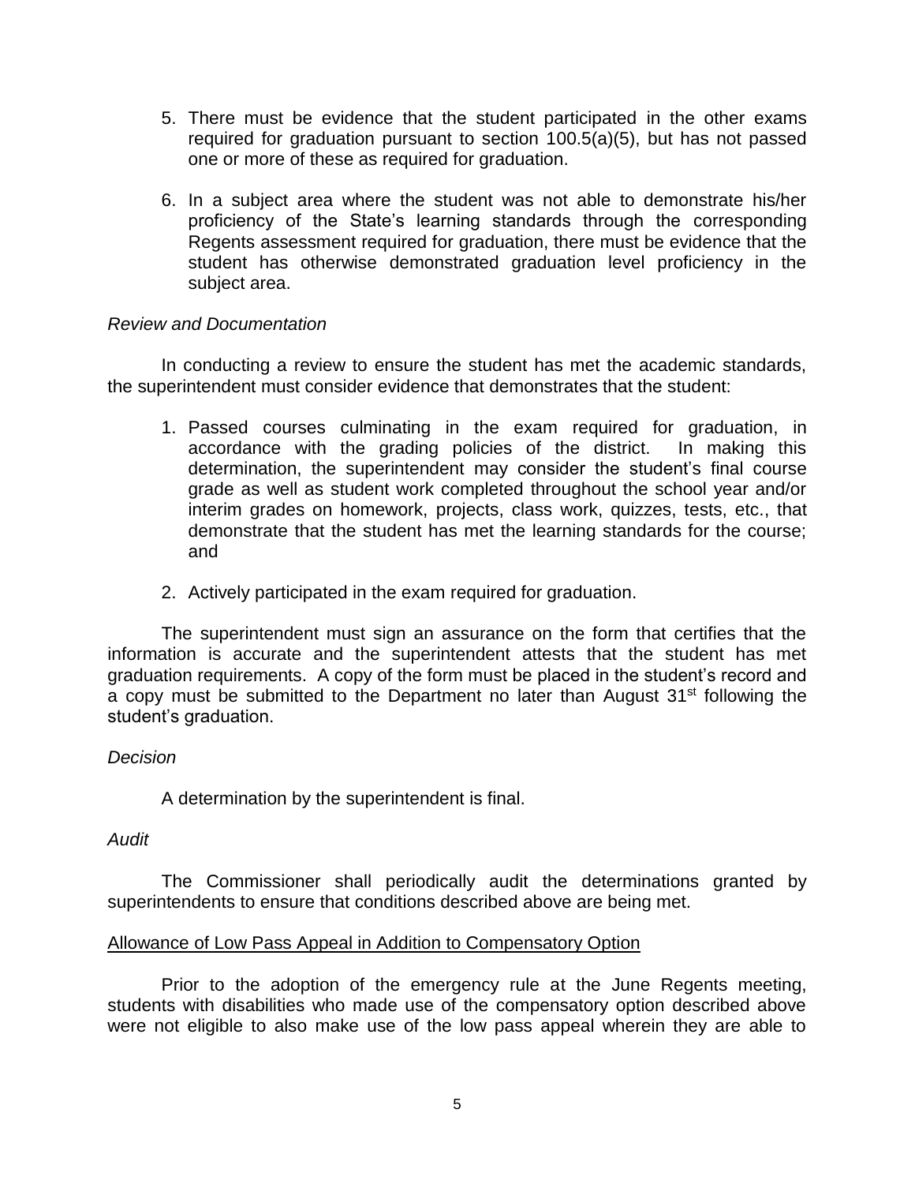5. There must be evidence that the student participated in the other exams required for graduation pursuant to section 100.5(a)(5), but has not passed one or more of these as required for graduation.

6. In a subject area where the student was not able to demonstrate his/her proficiency of the State's learning standards through the corresponding Regents assessment required for graduation, there must be evidence that the student has otherwise demonstrated graduation level proficiency in the subject area.

*Review and Documentation*

In conducting a review to ensure the student has met the academic standards, the superintendent must consider evidence that demonstrates that the student:

1. Passed courses culminating in the exam required for graduation, in accordance with the grading policies of the district. In making this determination, the superintendent may consider the student's final course grade as well as student work completed throughout the school year and/or interim grades on homework, projects, class work, quizzes, tests, etc., that demonstrate that the student has met the learning standards for the course; and

2. Actively participated in the exam required for graduation.

The superintendent must sign an assurance on the form that certifies that the information is accurate and the superintendent attests that the student has met graduation requirements. A copy of the form must be placed in the student's record and a copy must be submitted to the Department no later than August 31st following the student's graduation.

*Decision*

A determination by the superintendent is final.

*Audit*

The Commissioner shall periodically audit the determinations granted by superintendents to ensure that conditions described above are being met.

<u>Allowance of Low Pass Appeal in Addition to Compensatory Option</u>

Prior to the adoption of the emergency rule at the June Regents meeting, students with disabilities who made use of the compensatory option described above were not eligible to also make use of the low pass appeal wherein they are able to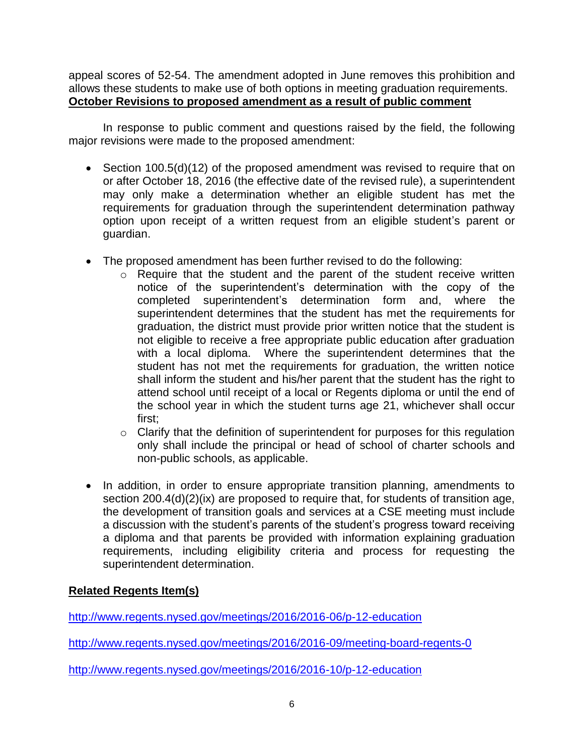appeal scores of 52-54. The amendment adopted in June removes this prohibition and allows these students to make use of both options in meeting graduation requirements.

**October Revisions to proposed amendment as a result of public comment**

In response to public comment and questions raised by the field, the following major revisions were made to the proposed amendment:

- Section 100.5(d)(12) of the proposed amendment was revised to require that on or after October 18, 2016 (the effective date of the revised rule), a superintendent may only make a determination whether an eligible student has met the requirements for graduation through the superintendent determination pathway option upon receipt of a written request from an eligible student's parent or guardian.

- The proposed amendment has been further revised to do the following:
  - Require that the student and the parent of the student receive written notice of the superintendent's determination with the copy of the completed superintendent's determination form and, where the superintendent determines that the student has met the requirements for graduation, the district must provide prior written notice that the student is not eligible to receive a free appropriate public education after graduation with a local diploma. Where the superintendent determines that the student has not met the requirements for graduation, the written notice shall inform the student and his/her parent that the student has the right to attend school until receipt of a local or Regents diploma or until the end of the school year in which the student turns age 21, whichever shall occur first;
  - Clarify that the definition of superintendent for purposes for this regulation only shall include the principal or head of school of charter schools and non-public schools, as applicable.

- In addition, in order to ensure appropriate transition planning, amendments to section 200.4(d)(2)(ix) are proposed to require that, for students of transition age, the development of transition goals and services at a CSE meeting must include a discussion with the student's parents of the student's progress toward receiving a diploma and that parents be provided with information explaining graduation requirements, including eligibility criteria and process for requesting the superintendent determination.

**Related Regents Item(s)**

http://www.regents.nysed.gov/meetings/2016/2016-06/p-12-education

http://www.regents.nysed.gov/meetings/2016/2016-09/meeting-board-regents-0

http://www.regents.nysed.gov/meetings/2016/2016-10/p-12-education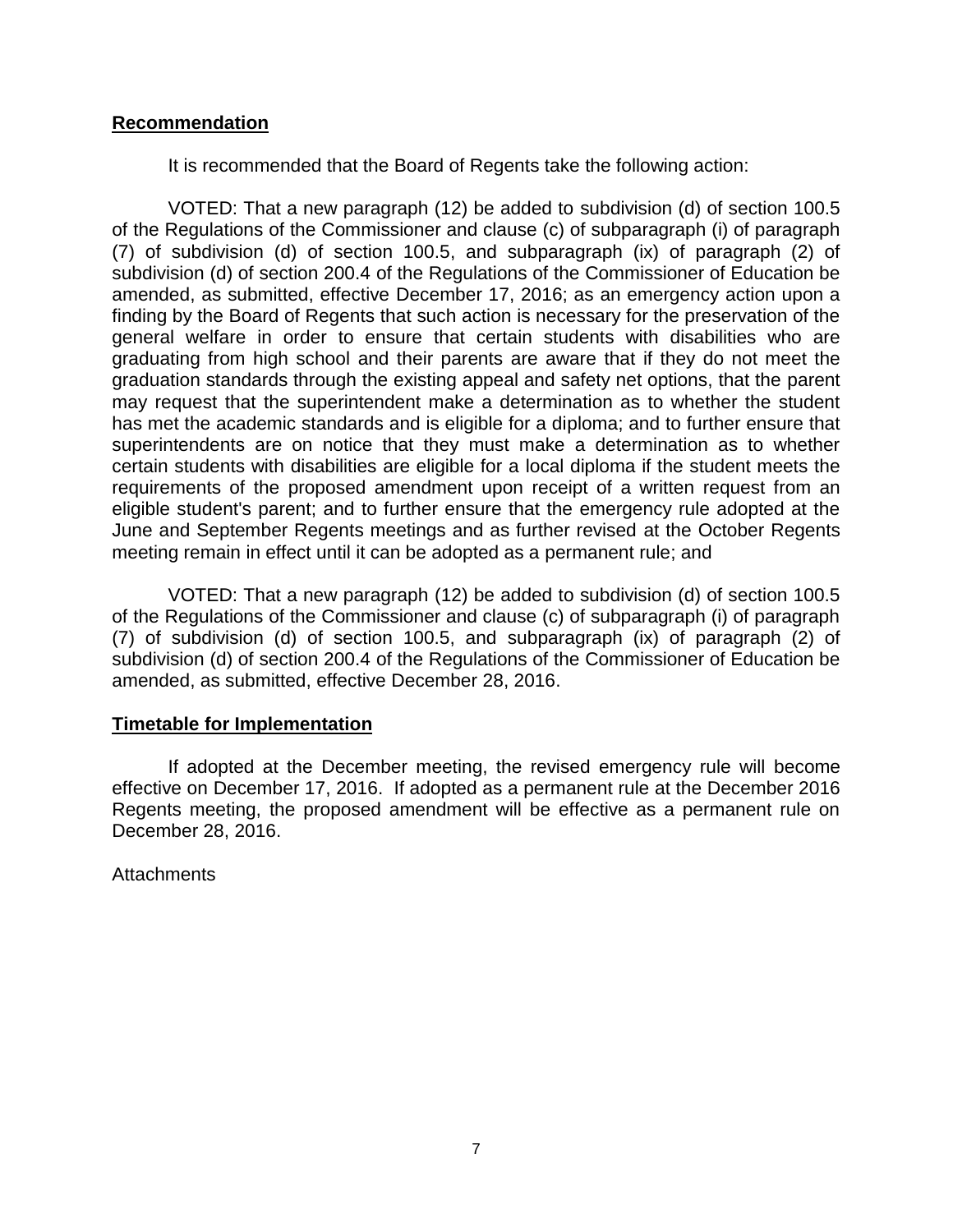**Recommendation**

It is recommended that the Board of Regents take the following action:

VOTED: That a new paragraph (12) be added to subdivision (d) of section 100.5 of the Regulations of the Commissioner and clause (c) of subparagraph (i) of paragraph (7) of subdivision (d) of section 100.5, and subparagraph (ix) of paragraph (2) of subdivision (d) of section 200.4 of the Regulations of the Commissioner of Education be amended, as submitted, effective December 17, 2016; as an emergency action upon a finding by the Board of Regents that such action is necessary for the preservation of the general welfare in order to ensure that certain students with disabilities who are graduating from high school and their parents are aware that if they do not meet the graduation standards through the existing appeal and safety net options, that the parent may request that the superintendent make a determination as to whether the student has met the academic standards and is eligible for a diploma; and to further ensure that superintendents are on notice that they must make a determination as to whether certain students with disabilities are eligible for a local diploma if the student meets the requirements of the proposed amendment upon receipt of a written request from an eligible student's parent; and to further ensure that the emergency rule adopted at the June and September Regents meetings and as further revised at the October Regents meeting remain in effect until it can be adopted as a permanent rule; and

VOTED: That a new paragraph (12) be added to subdivision (d) of section 100.5 of the Regulations of the Commissioner and clause (c) of subparagraph (i) of paragraph (7) of subdivision (d) of section 100.5, and subparagraph (ix) of paragraph (2) of subdivision (d) of section 200.4 of the Regulations of the Commissioner of Education be amended, as submitted, effective December 28, 2016.

**Timetable for Implementation**

If adopted at the December meeting, the revised emergency rule will become effective on December 17, 2016. If adopted as a permanent rule at the December 2016 Regents meeting, the proposed amendment will be effective as a permanent rule on December 28, 2016.

Attachments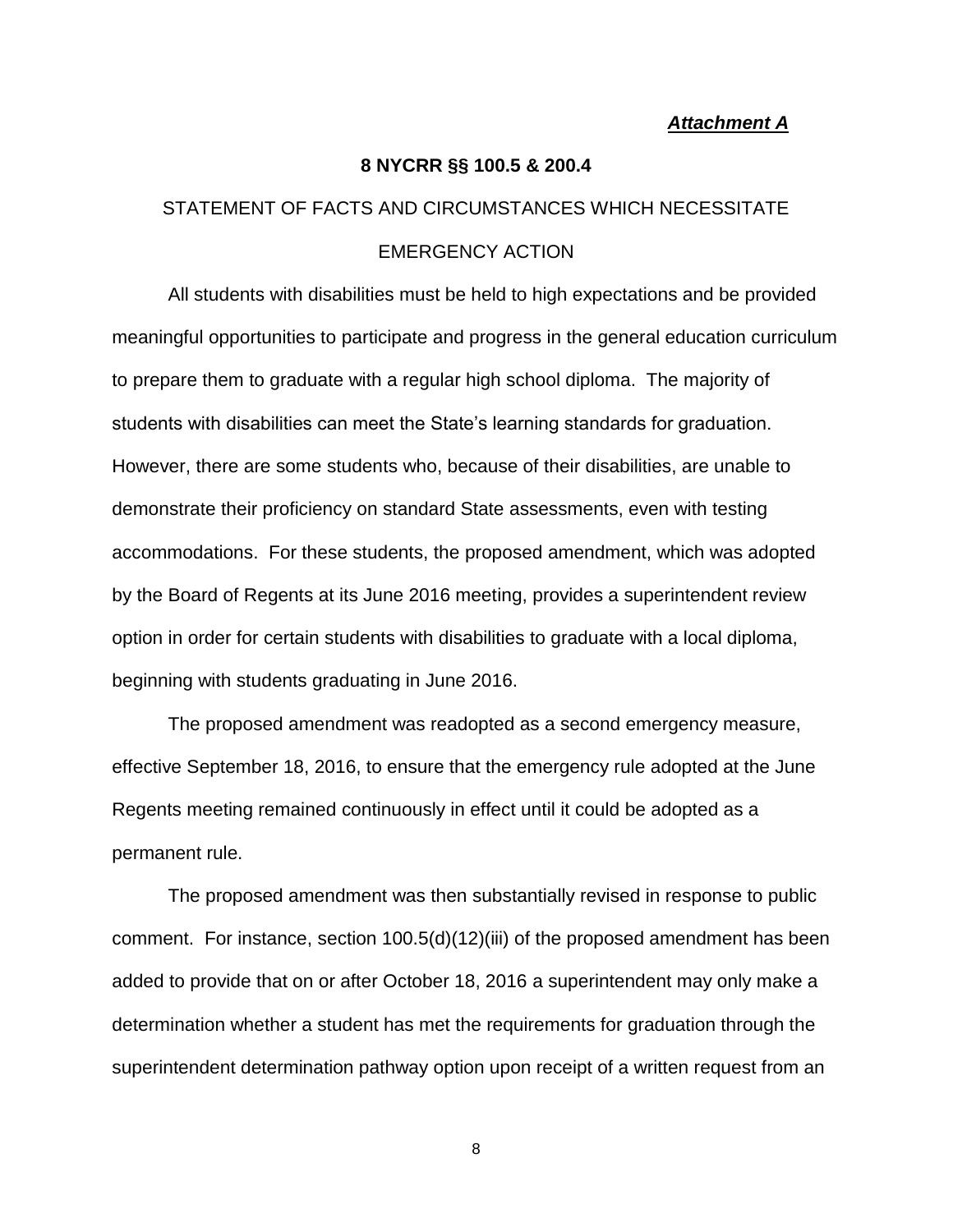***Attachment A***

**8 NYCRR §§ 100.5 & 200.4**

STATEMENT OF FACTS AND CIRCUMSTANCES WHICH NECESSITATE EMERGENCY ACTION

All students with disabilities must be held to high expectations and be provided meaningful opportunities to participate and progress in the general education curriculum to prepare them to graduate with a regular high school diploma. The majority of students with disabilities can meet the State's learning standards for graduation. However, there are some students who, because of their disabilities, are unable to demonstrate their proficiency on standard State assessments, even with testing accommodations. For these students, the proposed amendment, which was adopted by the Board of Regents at its June 2016 meeting, provides a superintendent review option in order for certain students with disabilities to graduate with a local diploma, beginning with students graduating in June 2016.

The proposed amendment was readopted as a second emergency measure, effective September 18, 2016, to ensure that the emergency rule adopted at the June Regents meeting remained continuously in effect until it could be adopted as a permanent rule.

The proposed amendment was then substantially revised in response to public comment. For instance, section 100.5(d)(12)(iii) of the proposed amendment has been added to provide that on or after October 18, 2016 a superintendent may only make a determination whether a student has met the requirements for graduation through the superintendent determination pathway option upon receipt of a written request from an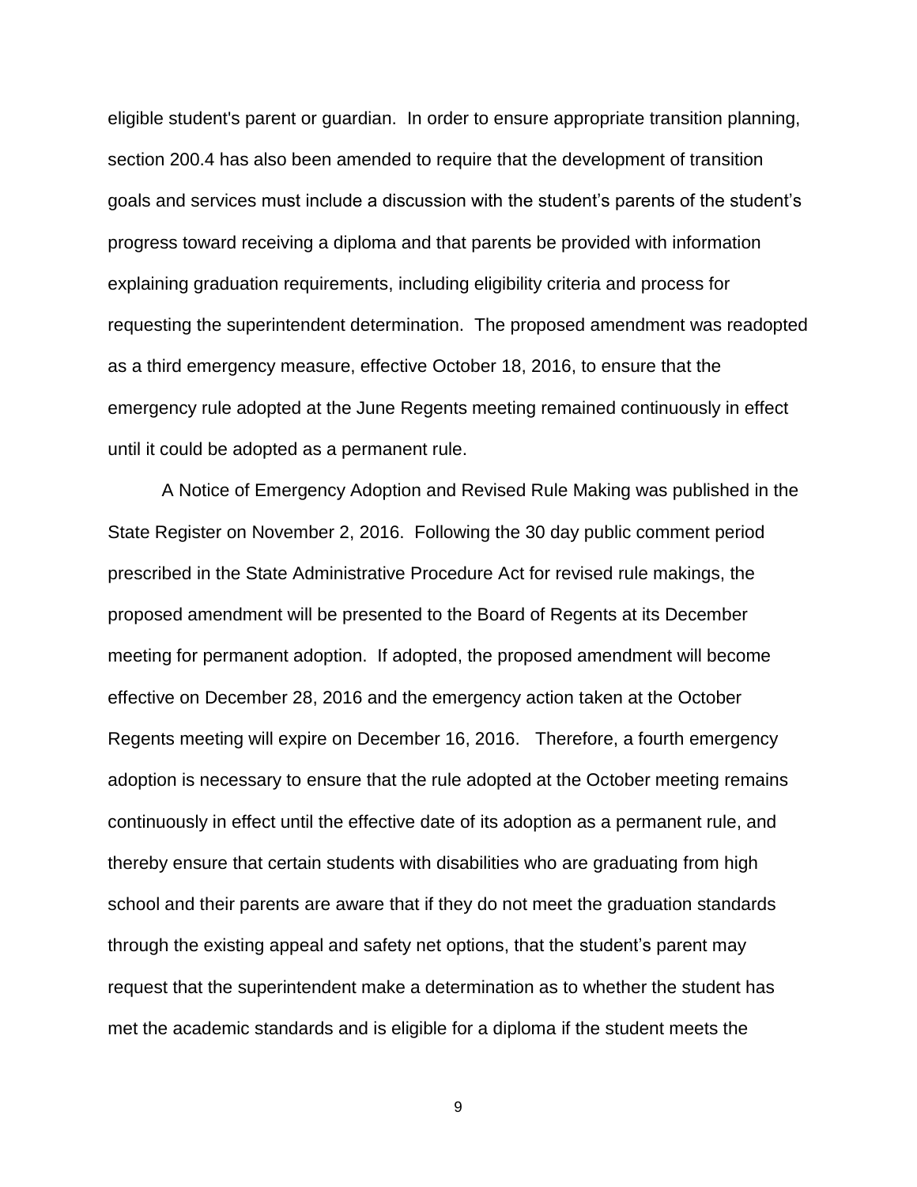eligible student's parent or guardian. In order to ensure appropriate transition planning, section 200.4 has also been amended to require that the development of transition goals and services must include a discussion with the student's parents of the student's progress toward receiving a diploma and that parents be provided with information explaining graduation requirements, including eligibility criteria and process for requesting the superintendent determination. The proposed amendment was readopted as a third emergency measure, effective October 18, 2016, to ensure that the emergency rule adopted at the June Regents meeting remained continuously in effect until it could be adopted as a permanent rule.

A Notice of Emergency Adoption and Revised Rule Making was published in the State Register on November 2, 2016. Following the 30 day public comment period prescribed in the State Administrative Procedure Act for revised rule makings, the proposed amendment will be presented to the Board of Regents at its December meeting for permanent adoption. If adopted, the proposed amendment will become effective on December 28, 2016 and the emergency action taken at the October Regents meeting will expire on December 16, 2016. Therefore, a fourth emergency adoption is necessary to ensure that the rule adopted at the October meeting remains continuously in effect until the effective date of its adoption as a permanent rule, and thereby ensure that certain students with disabilities who are graduating from high school and their parents are aware that if they do not meet the graduation standards through the existing appeal and safety net options, that the student's parent may request that the superintendent make a determination as to whether the student has met the academic standards and is eligible for a diploma if the student meets the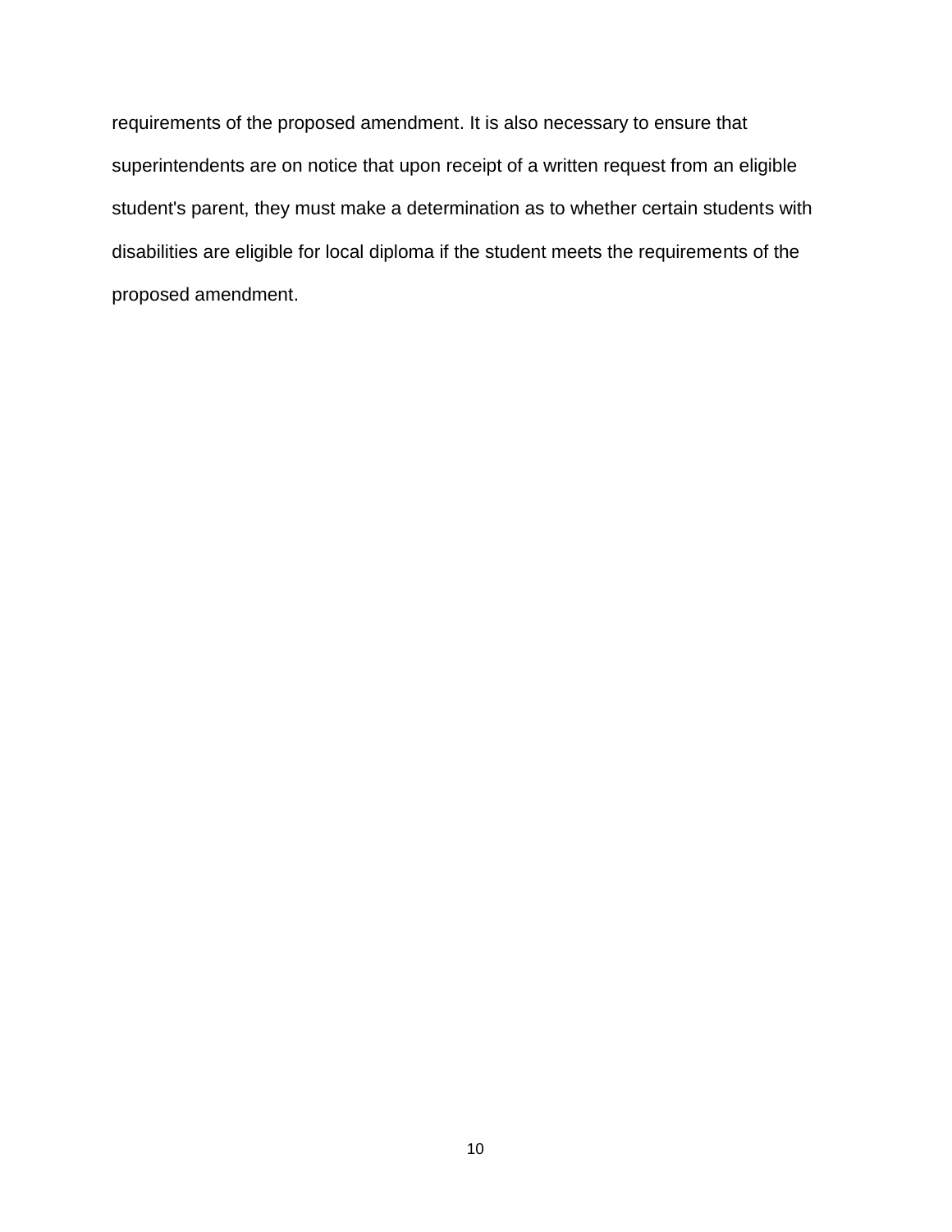requirements of the proposed amendment. It is also necessary to ensure that superintendents are on notice that upon receipt of a written request from an eligible student's parent, they must make a determination as to whether certain students with disabilities are eligible for local diploma if the student meets the requirements of the proposed amendment.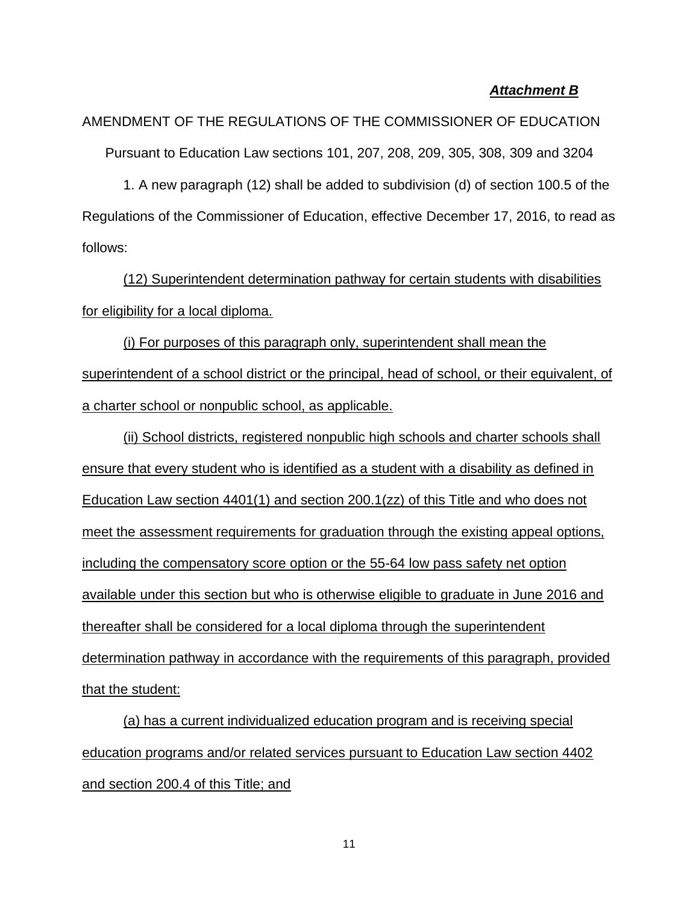***Attachment B***

AMENDMENT OF THE REGULATIONS OF THE COMMISSIONER OF EDUCATION

Pursuant to Education Law sections 101, 207, 208, 209, 305, 308, 309 and 3204

1. A new paragraph (12) shall be added to subdivision (d) of section 100.5 of the Regulations of the Commissioner of Education, effective December 17, 2016, to read as follows:

<u>(12) Superintendent determination pathway for certain students with disabilities for eligibility for a local diploma.</u>

<u>(i) For purposes of this paragraph only, superintendent shall mean the superintendent of a school district or the principal, head of school, or their equivalent, of a charter school or nonpublic school, as applicable.</u>

<u>(ii) School districts, registered nonpublic high schools and charter schools shall ensure that every student who is identified as a student with a disability as defined in Education Law section 4401(1) and section 200.1(zz) of this Title and who does not meet the assessment requirements for graduation through the existing appeal options, including the compensatory score option or the 55-64 low pass safety net option available under this section but who is otherwise eligible to graduate in June 2016 and thereafter shall be considered for a local diploma through the superintendent determination pathway in accordance with the requirements of this paragraph, provided that the student:</u>

<u>(a) has a current individualized education program and is receiving special education programs and/or related services pursuant to Education Law section 4402 and section 200.4 of this Title; and</u>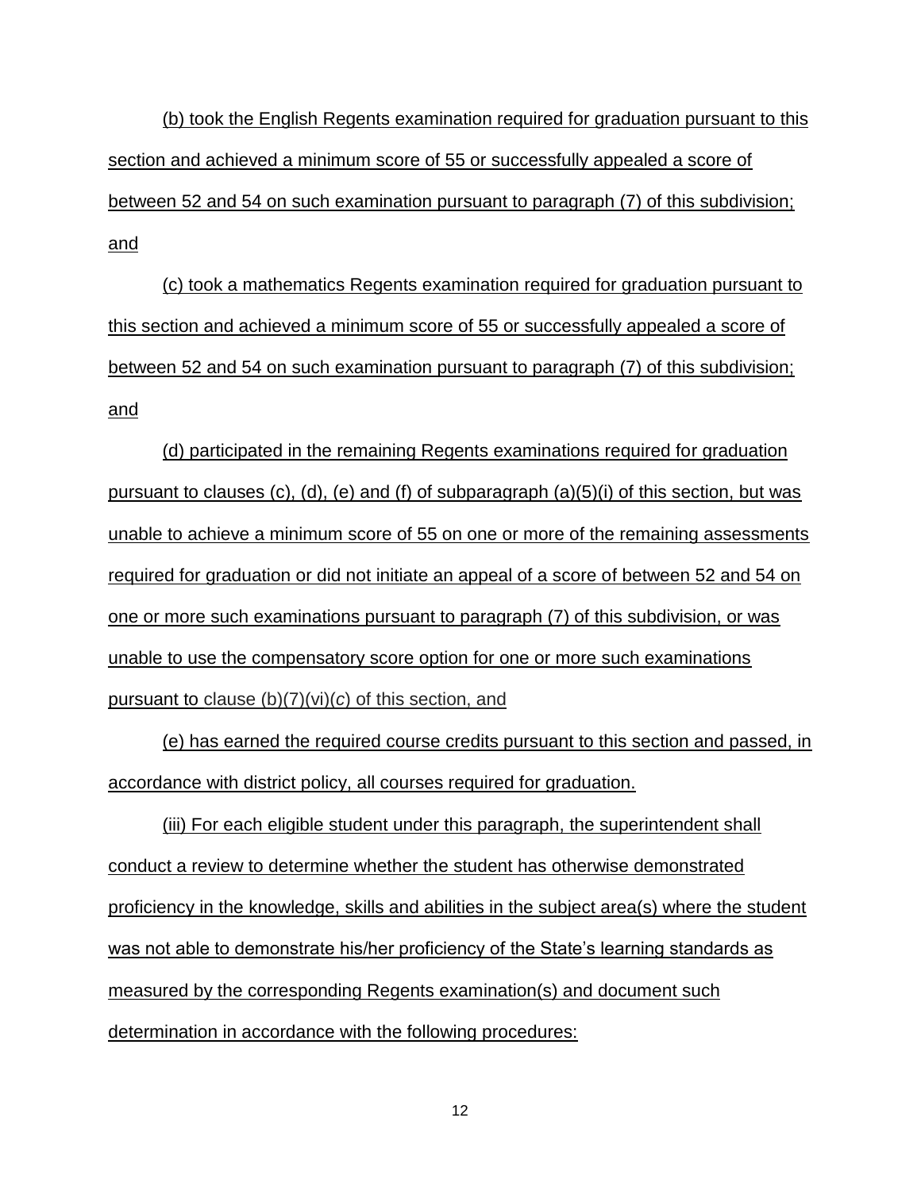(b) took the English Regents examination required for graduation pursuant to this section and achieved a minimum score of 55 or successfully appealed a score of between 52 and 54 on such examination pursuant to paragraph (7) of this subdivision; and

(c) took a mathematics Regents examination required for graduation pursuant to this section and achieved a minimum score of 55 or successfully appealed a score of between 52 and 54 on such examination pursuant to paragraph (7) of this subdivision; and

(d) participated in the remaining Regents examinations required for graduation pursuant to clauses (c), (d), (e) and (f) of subparagraph (a)(5)(i) of this section, but was unable to achieve a minimum score of 55 on one or more of the remaining assessments required for graduation or did not initiate an appeal of a score of between 52 and 54 on one or more such examinations pursuant to paragraph (7) of this subdivision, or was unable to use the compensatory score option for one or more such examinations pursuant to clause (b)(7)(vi)(*c*) of this section, and

(e) has earned the required course credits pursuant to this section and passed, in accordance with district policy, all courses required for graduation.

(iii) For each eligible student under this paragraph, the superintendent shall conduct a review to determine whether the student has otherwise demonstrated proficiency in the knowledge, skills and abilities in the subject area(s) where the student was not able to demonstrate his/her proficiency of the State's learning standards as measured by the corresponding Regents examination(s) and document such determination in accordance with the following procedures: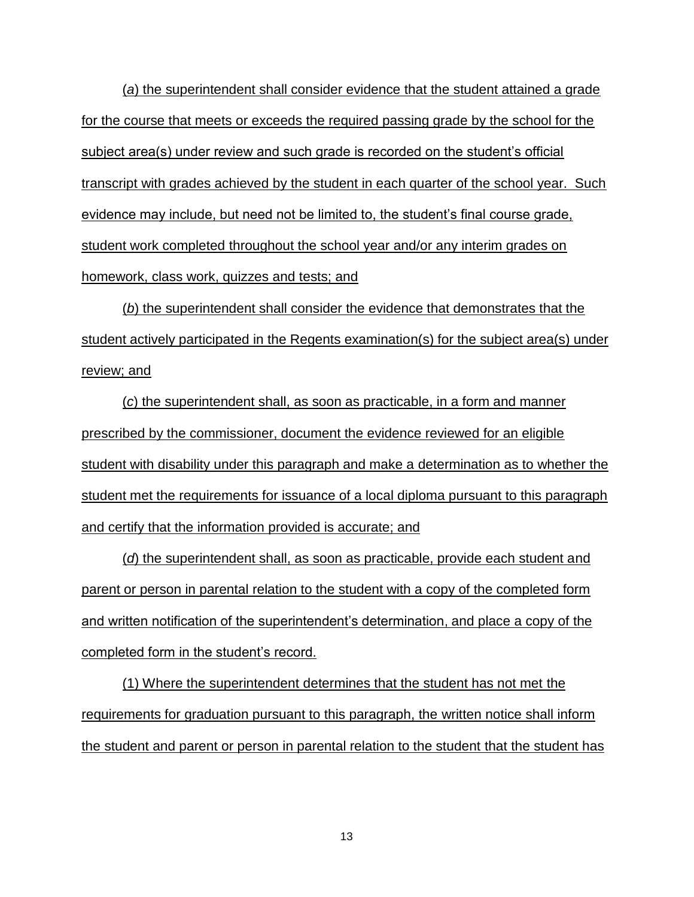(*a*) the superintendent shall consider evidence that the student attained a grade for the course that meets or exceeds the required passing grade by the school for the subject area(s) under review and such grade is recorded on the student's official transcript with grades achieved by the student in each quarter of the school year. Such evidence may include, but need not be limited to, the student's final course grade, student work completed throughout the school year and/or any interim grades on homework, class work, quizzes and tests; and

(*b*) the superintendent shall consider the evidence that demonstrates that the student actively participated in the Regents examination(s) for the subject area(s) under review; and

(*c*) the superintendent shall, as soon as practicable, in a form and manner prescribed by the commissioner, document the evidence reviewed for an eligible student with disability under this paragraph and make a determination as to whether the student met the requirements for issuance of a local diploma pursuant to this paragraph and certify that the information provided is accurate; and

(*d*) the superintendent shall, as soon as practicable, provide each student and parent or person in parental relation to the student with a copy of the completed form and written notification of the superintendent's determination, and place a copy of the completed form in the student's record.

(1) Where the superintendent determines that the student has not met the requirements for graduation pursuant to this paragraph, the written notice shall inform the student and parent or person in parental relation to the student that the student has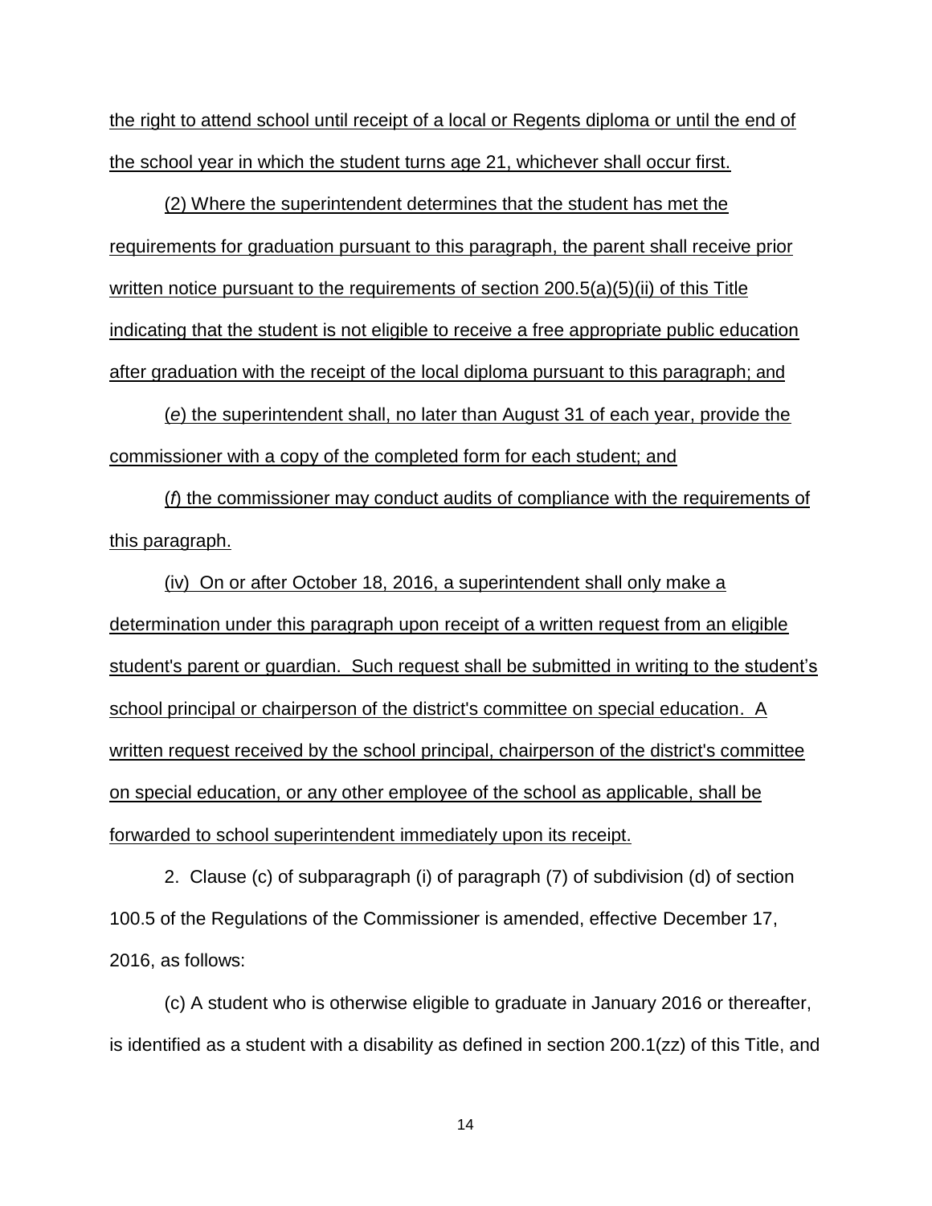the right to attend school until receipt of a local or Regents diploma or until the end of the school year in which the student turns age 21, whichever shall occur first.

(2) Where the superintendent determines that the student has met the requirements for graduation pursuant to this paragraph, the parent shall receive prior written notice pursuant to the requirements of section 200.5(a)(5)(ii) of this Title indicating that the student is not eligible to receive a free appropriate public education after graduation with the receipt of the local diploma pursuant to this paragraph; and

(*e*) the superintendent shall, no later than August 31 of each year, provide the commissioner with a copy of the completed form for each student; and

(*f*) the commissioner may conduct audits of compliance with the requirements of this paragraph.

(iv) On or after October 18, 2016, a superintendent shall only make a determination under this paragraph upon receipt of a written request from an eligible student's parent or guardian. Such request shall be submitted in writing to the student's school principal or chairperson of the district's committee on special education. A written request received by the school principal, chairperson of the district's committee on special education, or any other employee of the school as applicable, shall be forwarded to school superintendent immediately upon its receipt.

2. Clause (c) of subparagraph (i) of paragraph (7) of subdivision (d) of section 100.5 of the Regulations of the Commissioner is amended, effective December 17, 2016, as follows:

(c) A student who is otherwise eligible to graduate in January 2016 or thereafter, is identified as a student with a disability as defined in section 200.1(zz) of this Title, and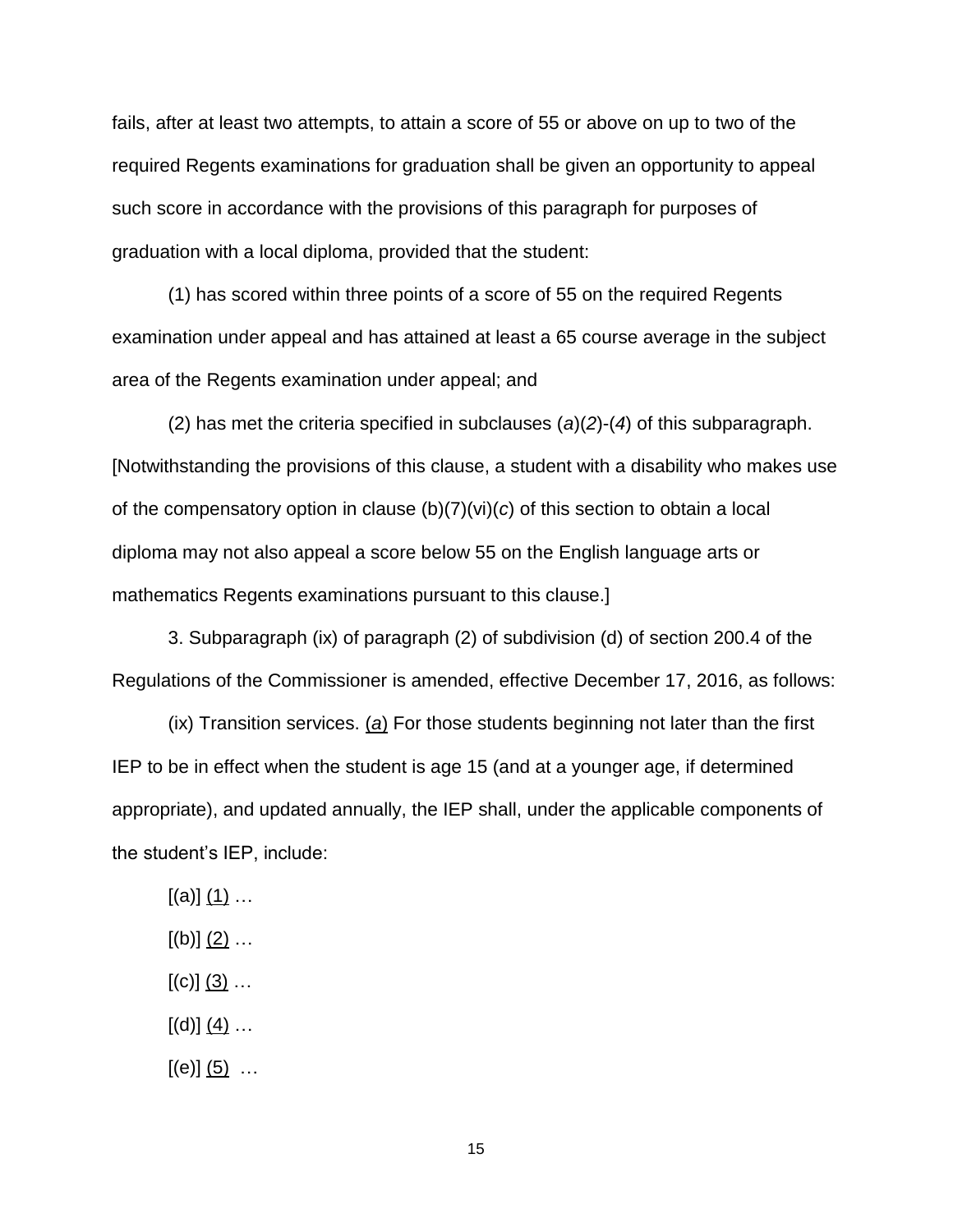fails, after at least two attempts, to attain a score of 55 or above on up to two of the required Regents examinations for graduation shall be given an opportunity to appeal such score in accordance with the provisions of this paragraph for purposes of graduation with a local diploma, provided that the student:

(1) has scored within three points of a score of 55 on the required Regents examination under appeal and has attained at least a 65 course average in the subject area of the Regents examination under appeal; and

(2) has met the criteria specified in subclauses (*a*)(*2*)-(*4*) of this subparagraph. [Notwithstanding the provisions of this clause, a student with a disability who makes use of the compensatory option in clause (b)(7)(vi)(*c*) of this section to obtain a local diploma may not also appeal a score below 55 on the English language arts or mathematics Regents examinations pursuant to this clause.]

3. Subparagraph (ix) of paragraph (2) of subdivision (d) of section 200.4 of the Regulations of the Commissioner is amended, effective December 17, 2016, as follows:

(ix) Transition services. <u>(*a*)</u> For those students beginning not later than the first IEP to be in effect when the student is age 15 (and at a younger age, if determined appropriate), and updated annually, the IEP shall, under the applicable components of the student's IEP, include:

[(a)] <u>(1)</u> …

[(b)] <u>(2)</u> …

[(c)] <u>(3)</u> …

[(d)] <u>(4)</u> …

[(e)] <u>(5)</u> …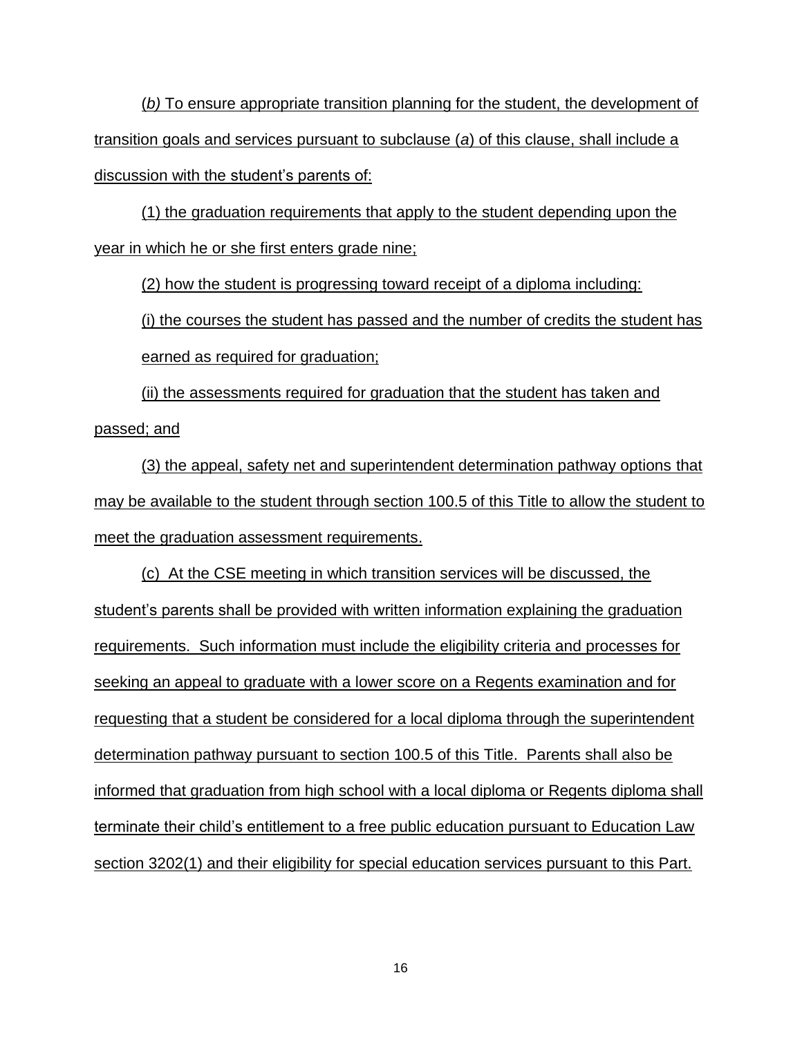(*b)* To ensure appropriate transition planning for the student, the development of transition goals and services pursuant to subclause (*a*) of this clause, shall include a discussion with the student's parents of:

(1) the graduation requirements that apply to the student depending upon the year in which he or she first enters grade nine;

(2) how the student is progressing toward receipt of a diploma including:

(i) the courses the student has passed and the number of credits the student has earned as required for graduation;

(ii) the assessments required for graduation that the student has taken and passed; and

(3) the appeal, safety net and superintendent determination pathway options that may be available to the student through section 100.5 of this Title to allow the student to meet the graduation assessment requirements.

(c) At the CSE meeting in which transition services will be discussed, the student's parents shall be provided with written information explaining the graduation requirements. Such information must include the eligibility criteria and processes for seeking an appeal to graduate with a lower score on a Regents examination and for requesting that a student be considered for a local diploma through the superintendent determination pathway pursuant to section 100.5 of this Title. Parents shall also be informed that graduation from high school with a local diploma or Regents diploma shall terminate their child's entitlement to a free public education pursuant to Education Law section 3202(1) and their eligibility for special education services pursuant to this Part.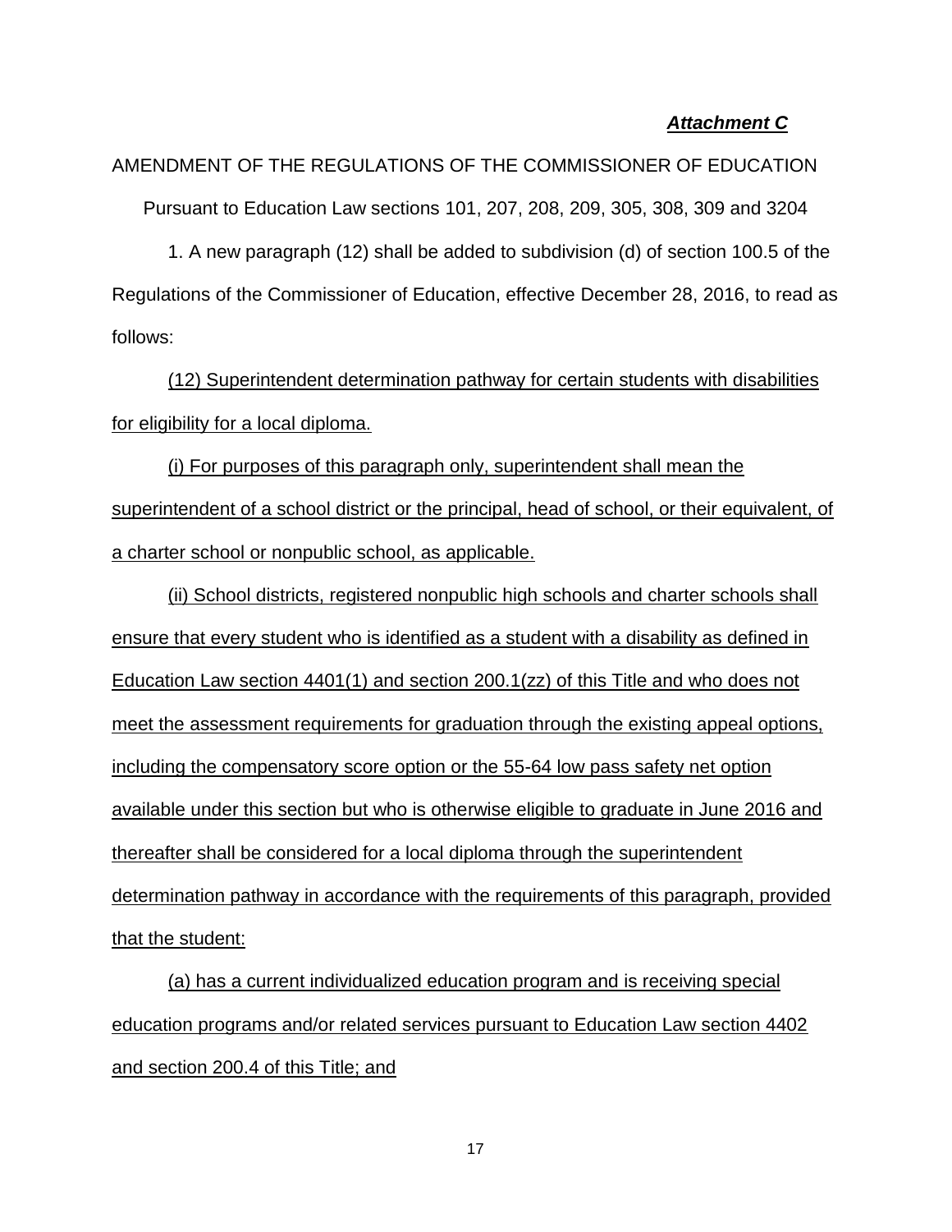***Attachment C***

AMENDMENT OF THE REGULATIONS OF THE COMMISSIONER OF EDUCATION

Pursuant to Education Law sections 101, 207, 208, 209, 305, 308, 309 and 3204

1. A new paragraph (12) shall be added to subdivision (d) of section 100.5 of the Regulations of the Commissioner of Education, effective December 28, 2016, to read as follows:

<u>(12) Superintendent determination pathway for certain students with disabilities for eligibility for a local diploma.</u>

<u>(i) For purposes of this paragraph only, superintendent shall mean the superintendent of a school district or the principal, head of school, or their equivalent, of a charter school or nonpublic school, as applicable.</u>

<u>(ii) School districts, registered nonpublic high schools and charter schools shall ensure that every student who is identified as a student with a disability as defined in Education Law section 4401(1) and section 200.1(zz) of this Title and who does not meet the assessment requirements for graduation through the existing appeal options, including the compensatory score option or the 55-64 low pass safety net option available under this section but who is otherwise eligible to graduate in June 2016 and thereafter shall be considered for a local diploma through the superintendent determination pathway in accordance with the requirements of this paragraph, provided that the student:</u>

<u>(a) has a current individualized education program and is receiving special education programs and/or related services pursuant to Education Law section 4402 and section 200.4 of this Title; and</u>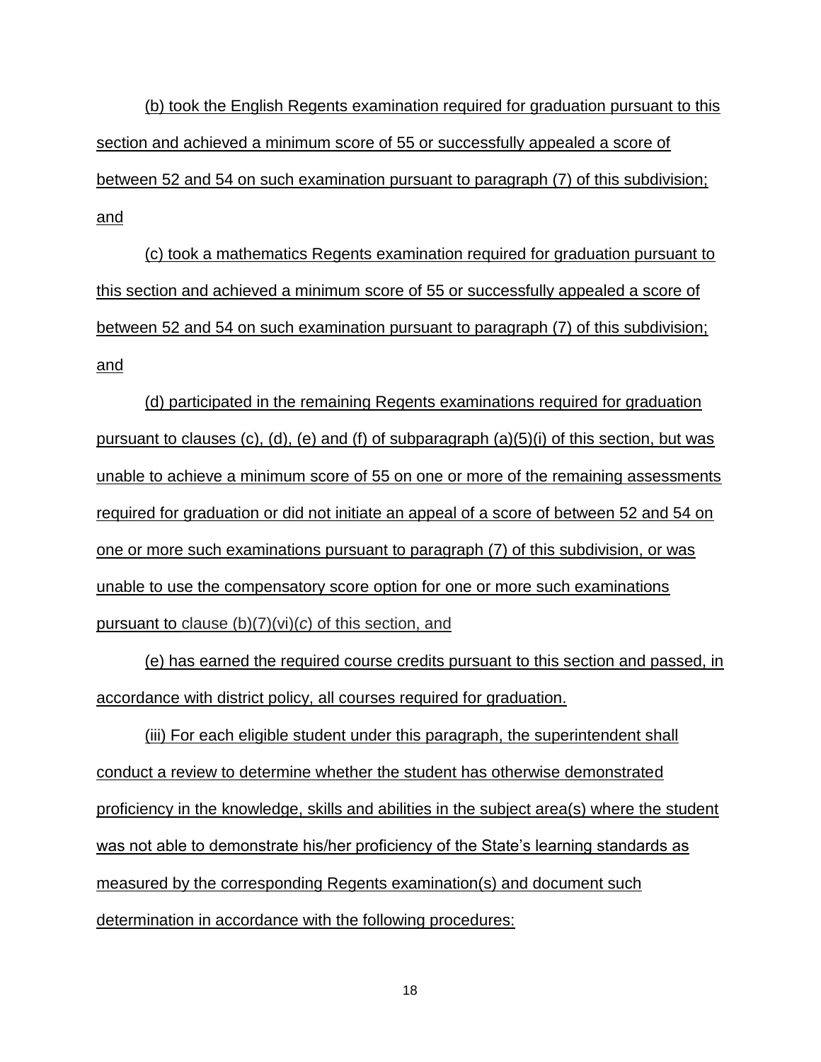(b) took the English Regents examination required for graduation pursuant to this section and achieved a minimum score of 55 or successfully appealed a score of between 52 and 54 on such examination pursuant to paragraph (7) of this subdivision; and

(c) took a mathematics Regents examination required for graduation pursuant to this section and achieved a minimum score of 55 or successfully appealed a score of between 52 and 54 on such examination pursuant to paragraph (7) of this subdivision; and

(d) participated in the remaining Regents examinations required for graduation pursuant to clauses (c), (d), (e) and (f) of subparagraph (a)(5)(i) of this section, but was unable to achieve a minimum score of 55 on one or more of the remaining assessments required for graduation or did not initiate an appeal of a score of between 52 and 54 on one or more such examinations pursuant to paragraph (7) of this subdivision, or was unable to use the compensatory score option for one or more such examinations pursuant to clause (b)(7)(vi)(*c*) of this section, and

(e) has earned the required course credits pursuant to this section and passed, in accordance with district policy, all courses required for graduation.

(iii) For each eligible student under this paragraph, the superintendent shall conduct a review to determine whether the student has otherwise demonstrated proficiency in the knowledge, skills and abilities in the subject area(s) where the student was not able to demonstrate his/her proficiency of the State's learning standards as measured by the corresponding Regents examination(s) and document such determination in accordance with the following procedures: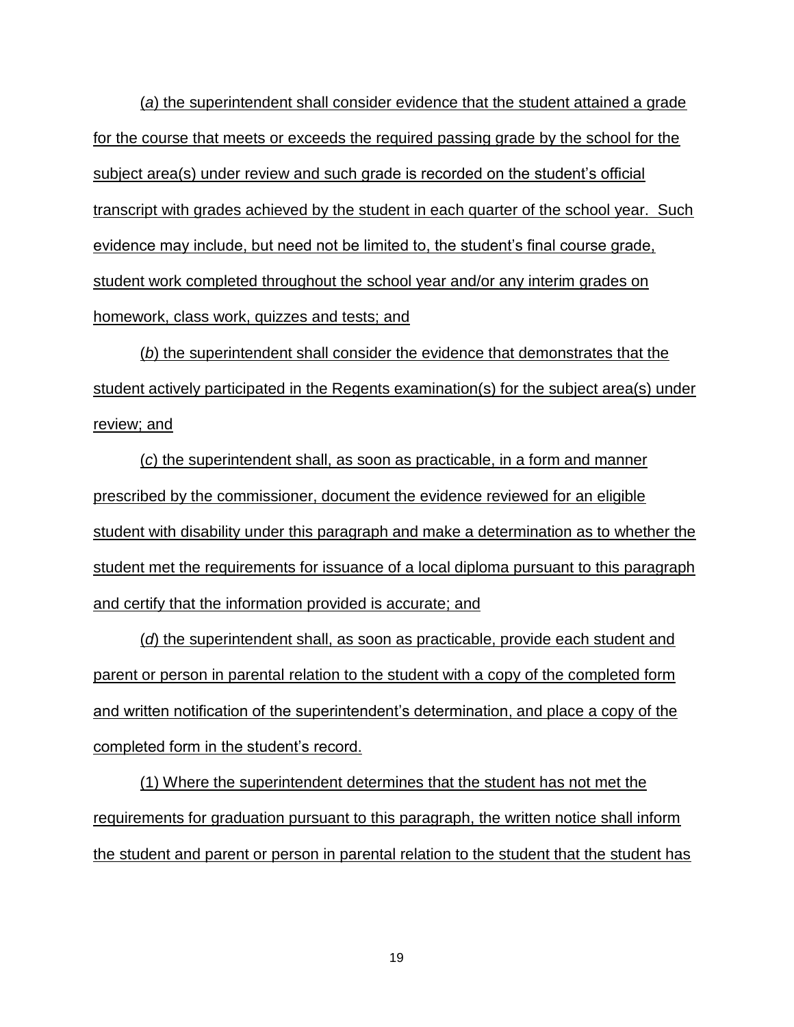(*a*) the superintendent shall consider evidence that the student attained a grade for the course that meets or exceeds the required passing grade by the school for the subject area(s) under review and such grade is recorded on the student's official transcript with grades achieved by the student in each quarter of the school year. Such evidence may include, but need not be limited to, the student's final course grade, student work completed throughout the school year and/or any interim grades on homework, class work, quizzes and tests; and

(*b*) the superintendent shall consider the evidence that demonstrates that the student actively participated in the Regents examination(s) for the subject area(s) under review; and

(*c*) the superintendent shall, as soon as practicable, in a form and manner prescribed by the commissioner, document the evidence reviewed for an eligible student with disability under this paragraph and make a determination as to whether the student met the requirements for issuance of a local diploma pursuant to this paragraph and certify that the information provided is accurate; and

(*d*) the superintendent shall, as soon as practicable, provide each student and parent or person in parental relation to the student with a copy of the completed form and written notification of the superintendent's determination, and place a copy of the completed form in the student's record.

(1) Where the superintendent determines that the student has not met the requirements for graduation pursuant to this paragraph, the written notice shall inform the student and parent or person in parental relation to the student that the student has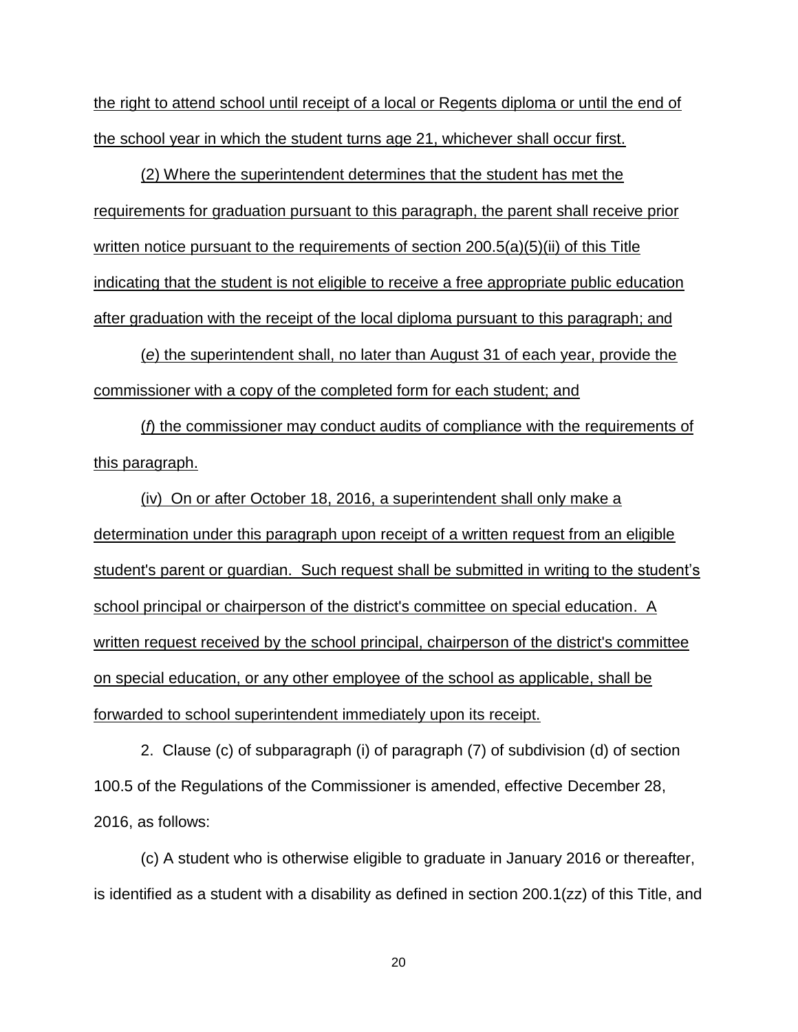the right to attend school until receipt of a local or Regents diploma or until the end of the school year in which the student turns age 21, whichever shall occur first.

(2) Where the superintendent determines that the student has met the requirements for graduation pursuant to this paragraph, the parent shall receive prior written notice pursuant to the requirements of section 200.5(a)(5)(ii) of this Title indicating that the student is not eligible to receive a free appropriate public education after graduation with the receipt of the local diploma pursuant to this paragraph; and

(*e*) the superintendent shall, no later than August 31 of each year, provide the commissioner with a copy of the completed form for each student; and

(*f*) the commissioner may conduct audits of compliance with the requirements of this paragraph.

(iv) On or after October 18, 2016, a superintendent shall only make a determination under this paragraph upon receipt of a written request from an eligible student's parent or guardian. Such request shall be submitted in writing to the student's school principal or chairperson of the district's committee on special education. A written request received by the school principal, chairperson of the district's committee on special education, or any other employee of the school as applicable, shall be forwarded to school superintendent immediately upon its receipt.

2. Clause (c) of subparagraph (i) of paragraph (7) of subdivision (d) of section 100.5 of the Regulations of the Commissioner is amended, effective December 28, 2016, as follows:

(c) A student who is otherwise eligible to graduate in January 2016 or thereafter, is identified as a student with a disability as defined in section 200.1(zz) of this Title, and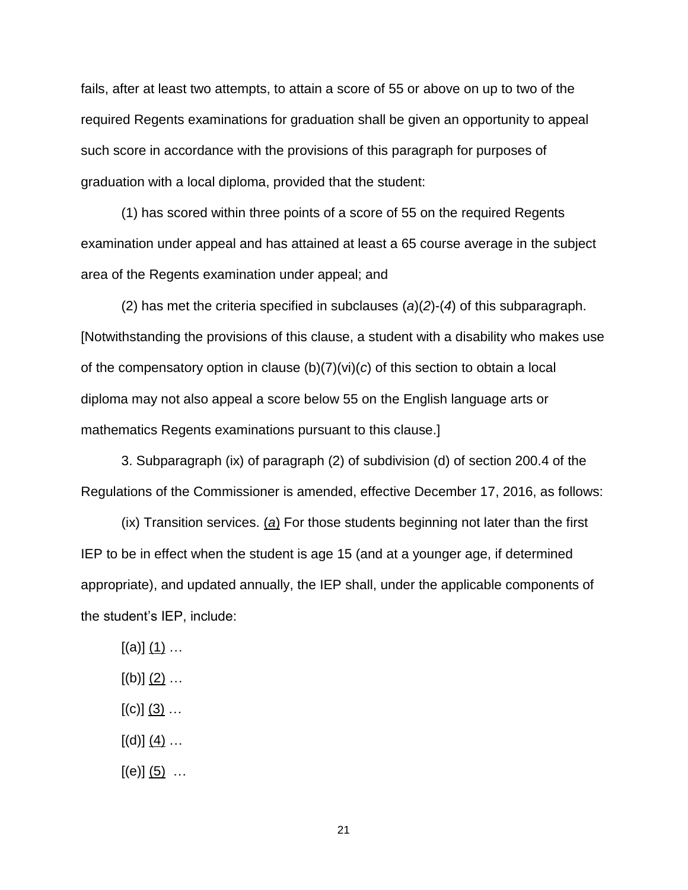fails, after at least two attempts, to attain a score of 55 or above on up to two of the required Regents examinations for graduation shall be given an opportunity to appeal such score in accordance with the provisions of this paragraph for purposes of graduation with a local diploma, provided that the student:

(1) has scored within three points of a score of 55 on the required Regents examination under appeal and has attained at least a 65 course average in the subject area of the Regents examination under appeal; and

(2) has met the criteria specified in subclauses (*a*)(*2*)-(*4*) of this subparagraph. [Notwithstanding the provisions of this clause, a student with a disability who makes use of the compensatory option in clause (b)(7)(vi)(*c*) of this section to obtain a local diploma may not also appeal a score below 55 on the English language arts or mathematics Regents examinations pursuant to this clause.]

3. Subparagraph (ix) of paragraph (2) of subdivision (d) of section 200.4 of the Regulations of the Commissioner is amended, effective December 17, 2016, as follows:

(ix) Transition services. <u>(*a*)</u> For those students beginning not later than the first IEP to be in effect when the student is age 15 (and at a younger age, if determined appropriate), and updated annually, the IEP shall, under the applicable components of the student's IEP, include:

[(a)] <u>(1)</u> …

[(b)] <u>(2)</u> …

[(c)] <u>(3)</u> …

[(d)] <u>(4)</u> …

[(e)] <u>(5)</u> …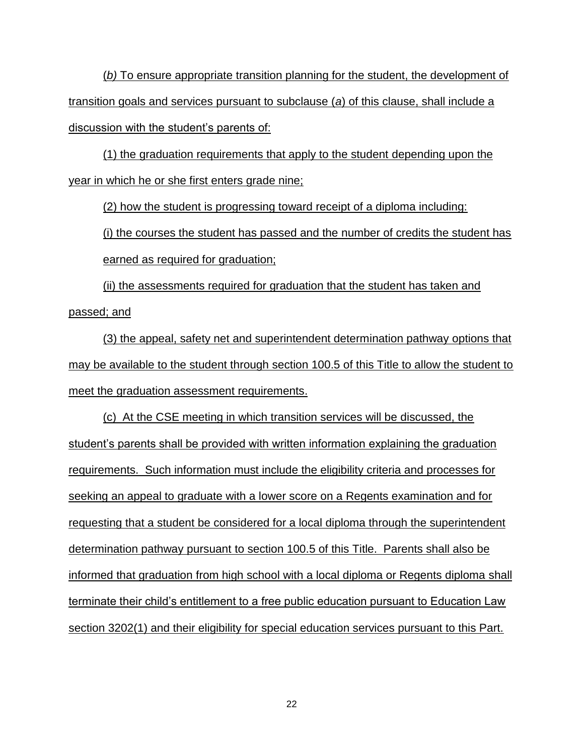(*b)* To ensure appropriate transition planning for the student, the development of transition goals and services pursuant to subclause (*a*) of this clause, shall include a discussion with the student's parents of:

(1) the graduation requirements that apply to the student depending upon the year in which he or she first enters grade nine;

(2) how the student is progressing toward receipt of a diploma including:

(i) the courses the student has passed and the number of credits the student has earned as required for graduation;

(ii) the assessments required for graduation that the student has taken and passed; and

(3) the appeal, safety net and superintendent determination pathway options that may be available to the student through section 100.5 of this Title to allow the student to meet the graduation assessment requirements.

(c) At the CSE meeting in which transition services will be discussed, the student's parents shall be provided with written information explaining the graduation requirements. Such information must include the eligibility criteria and processes for seeking an appeal to graduate with a lower score on a Regents examination and for requesting that a student be considered for a local diploma through the superintendent determination pathway pursuant to section 100.5 of this Title. Parents shall also be informed that graduation from high school with a local diploma or Regents diploma shall terminate their child's entitlement to a free public education pursuant to Education Law section 3202(1) and their eligibility for special education services pursuant to this Part.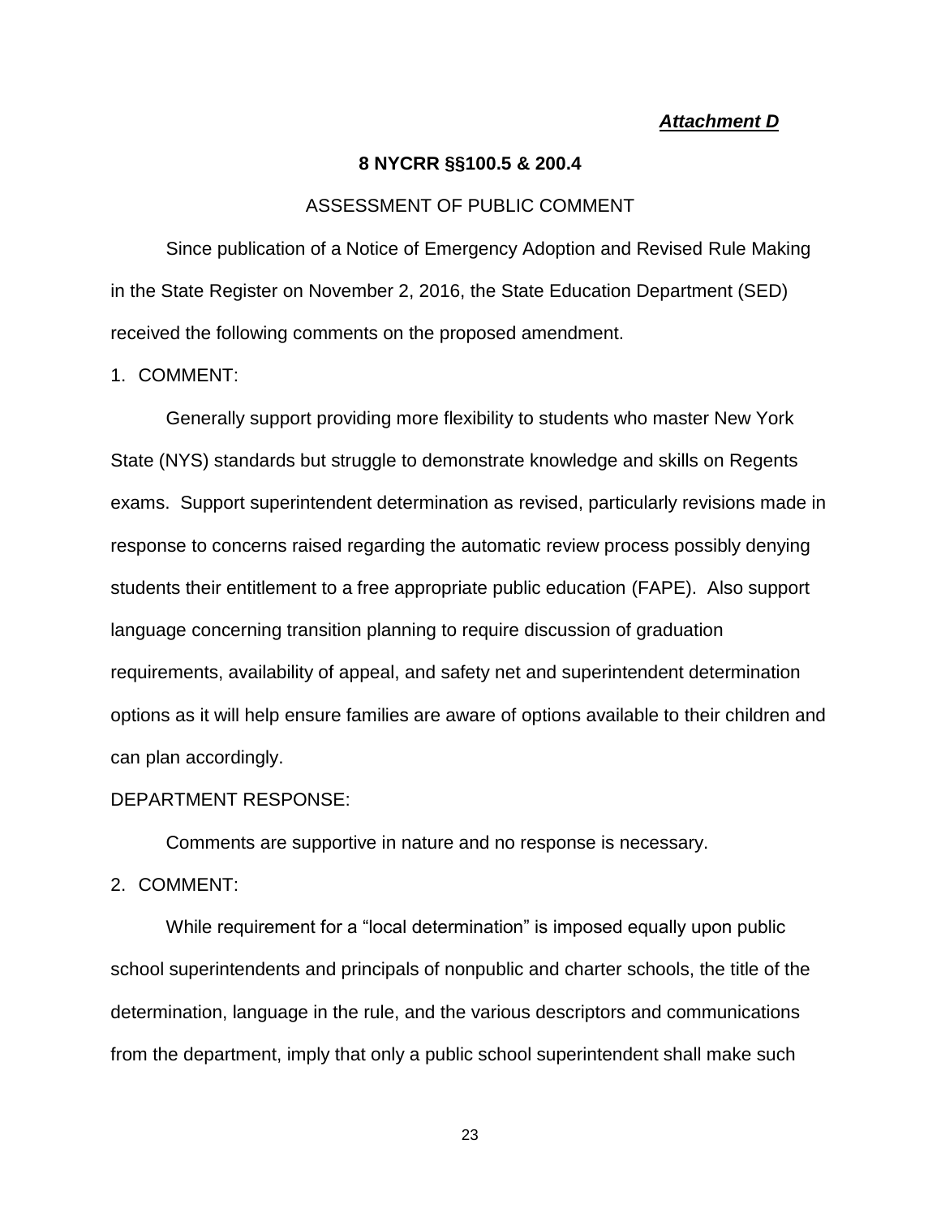***Attachment D***

**8 NYCRR §§100.5 & 200.4**

ASSESSMENT OF PUBLIC COMMENT

Since publication of a Notice of Emergency Adoption and Revised Rule Making in the State Register on November 2, 2016, the State Education Department (SED) received the following comments on the proposed amendment.

1. COMMENT:

Generally support providing more flexibility to students who master New York State (NYS) standards but struggle to demonstrate knowledge and skills on Regents exams. Support superintendent determination as revised, particularly revisions made in response to concerns raised regarding the automatic review process possibly denying students their entitlement to a free appropriate public education (FAPE). Also support language concerning transition planning to require discussion of graduation requirements, availability of appeal, and safety net and superintendent determination options as it will help ensure families are aware of options available to their children and can plan accordingly.

DEPARTMENT RESPONSE:

Comments are supportive in nature and no response is necessary.

2. COMMENT:

While requirement for a "local determination" is imposed equally upon public school superintendents and principals of nonpublic and charter schools, the title of the determination, language in the rule, and the various descriptors and communications from the department, imply that only a public school superintendent shall make such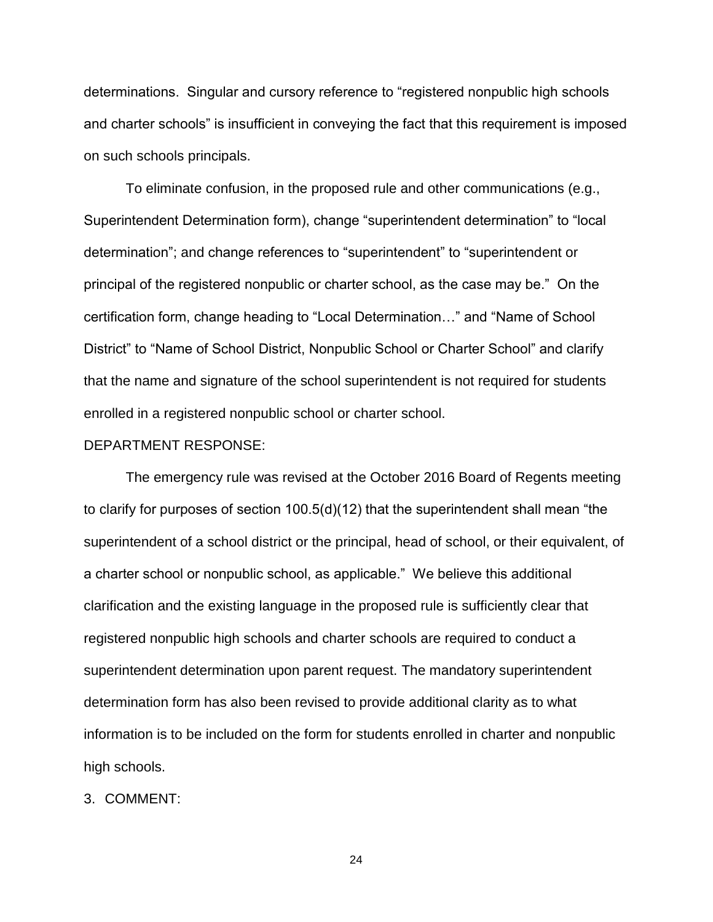determinations. Singular and cursory reference to “registered nonpublic high schools and charter schools” is insufficient in conveying the fact that this requirement is imposed on such schools principals.

To eliminate confusion, in the proposed rule and other communications (e.g., Superintendent Determination form), change “superintendent determination” to “local determination”; and change references to “superintendent” to “superintendent or principal of the registered nonpublic or charter school, as the case may be.” On the certification form, change heading to “Local Determination…” and “Name of School District” to “Name of School District, Nonpublic School or Charter School” and clarify that the name and signature of the school superintendent is not required for students enrolled in a registered nonpublic school or charter school.

DEPARTMENT RESPONSE:

The emergency rule was revised at the October 2016 Board of Regents meeting to clarify for purposes of section 100.5(d)(12) that the superintendent shall mean “the superintendent of a school district or the principal, head of school, or their equivalent, of a charter school or nonpublic school, as applicable.” We believe this additional clarification and the existing language in the proposed rule is sufficiently clear that registered nonpublic high schools and charter schools are required to conduct a superintendent determination upon parent request. The mandatory superintendent determination form has also been revised to provide additional clarity as to what information is to be included on the form for students enrolled in charter and nonpublic high schools.

3. COMMENT: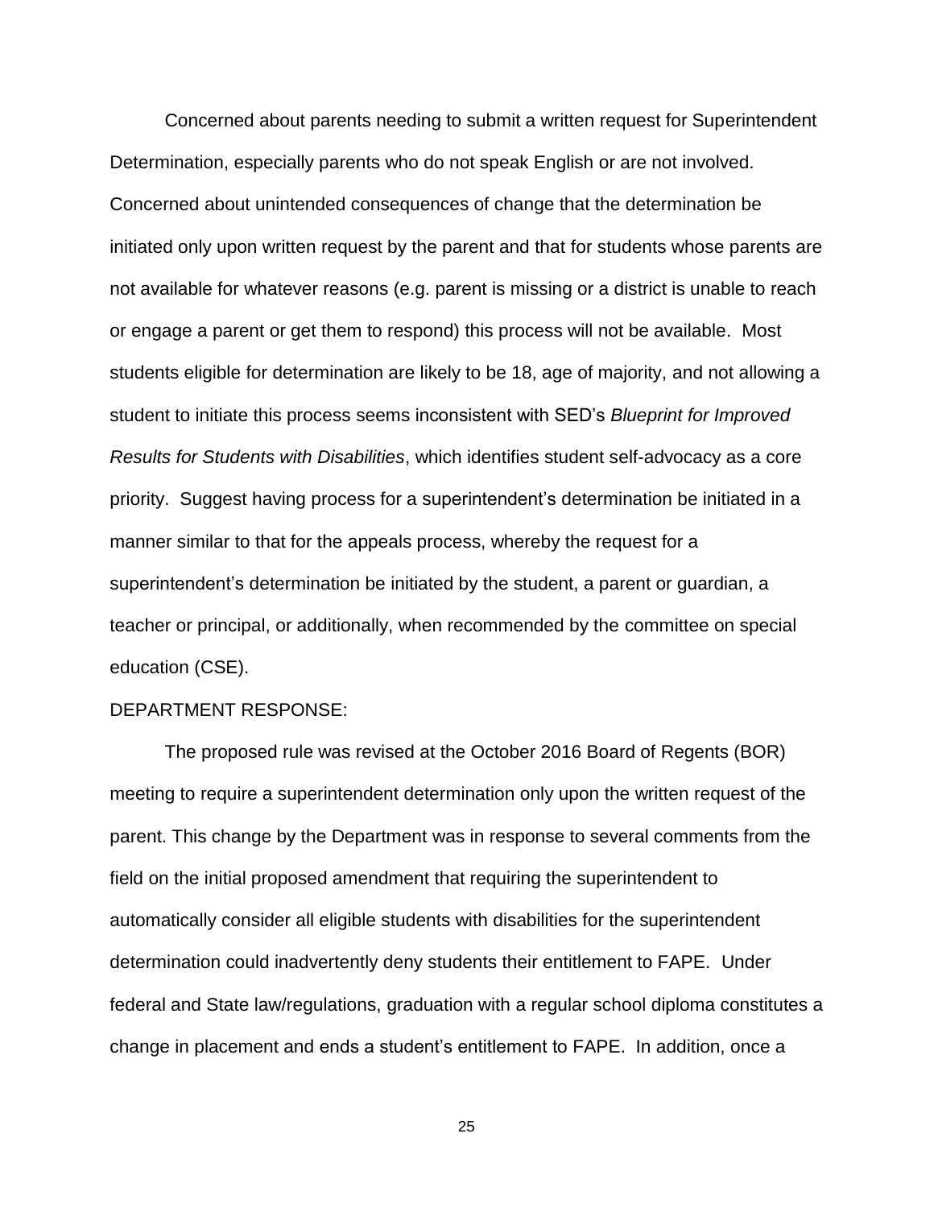Concerned about parents needing to submit a written request for Superintendent Determination, especially parents who do not speak English or are not involved. Concerned about unintended consequences of change that the determination be initiated only upon written request by the parent and that for students whose parents are not available for whatever reasons (e.g. parent is missing or a district is unable to reach or engage a parent or get them to respond) this process will not be available. Most students eligible for determination are likely to be 18, age of majority, and not allowing a student to initiate this process seems inconsistent with SED's *Blueprint for Improved Results for Students with Disabilities*, which identifies student self-advocacy as a core priority. Suggest having process for a superintendent's determination be initiated in a manner similar to that for the appeals process, whereby the request for a superintendent's determination be initiated by the student, a parent or guardian, a teacher or principal, or additionally, when recommended by the committee on special education (CSE).

DEPARTMENT RESPONSE:

The proposed rule was revised at the October 2016 Board of Regents (BOR) meeting to require a superintendent determination only upon the written request of the parent. This change by the Department was in response to several comments from the field on the initial proposed amendment that requiring the superintendent to automatically consider all eligible students with disabilities for the superintendent determination could inadvertently deny students their entitlement to FAPE. Under federal and State law/regulations, graduation with a regular school diploma constitutes a change in placement and ends a student's entitlement to FAPE. In addition, once a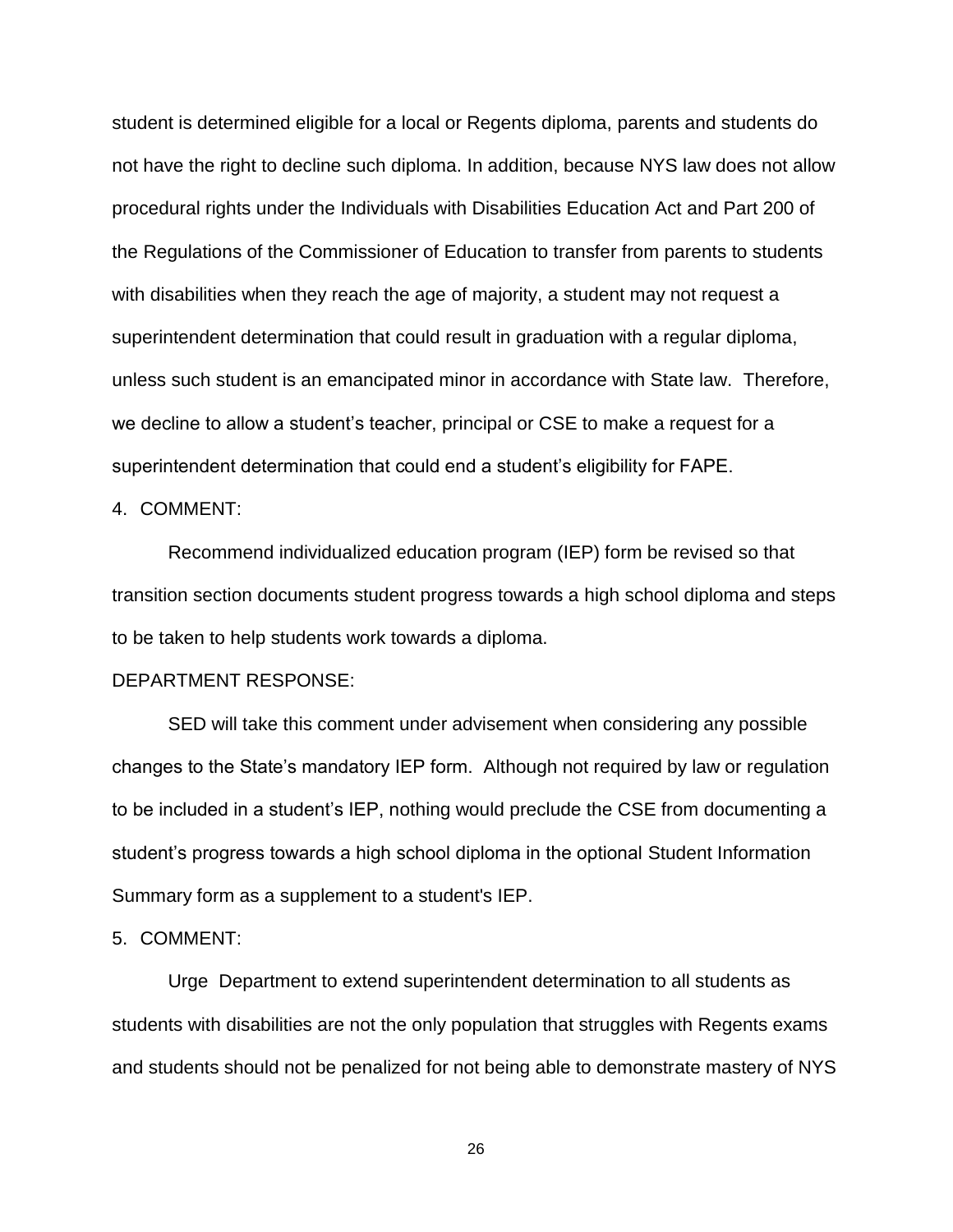student is determined eligible for a local or Regents diploma, parents and students do not have the right to decline such diploma. In addition, because NYS law does not allow procedural rights under the Individuals with Disabilities Education Act and Part 200 of the Regulations of the Commissioner of Education to transfer from parents to students with disabilities when they reach the age of majority, a student may not request a superintendent determination that could result in graduation with a regular diploma, unless such student is an emancipated minor in accordance with State law. Therefore, we decline to allow a student's teacher, principal or CSE to make a request for a superintendent determination that could end a student's eligibility for FAPE.

4. COMMENT:

Recommend individualized education program (IEP) form be revised so that transition section documents student progress towards a high school diploma and steps to be taken to help students work towards a diploma.

DEPARTMENT RESPONSE:

SED will take this comment under advisement when considering any possible changes to the State's mandatory IEP form. Although not required by law or regulation to be included in a student's IEP, nothing would preclude the CSE from documenting a student's progress towards a high school diploma in the optional Student Information Summary form as a supplement to a student's IEP.

5. COMMENT:

Urge Department to extend superintendent determination to all students as students with disabilities are not the only population that struggles with Regents exams and students should not be penalized for not being able to demonstrate mastery of NYS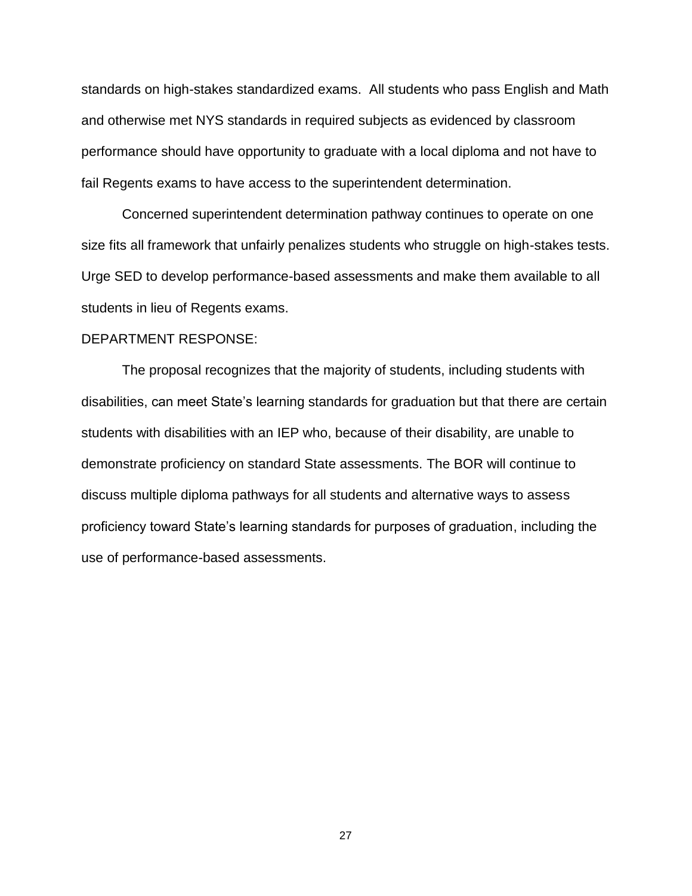standards on high-stakes standardized exams. All students who pass English and Math and otherwise met NYS standards in required subjects as evidenced by classroom performance should have opportunity to graduate with a local diploma and not have to fail Regents exams to have access to the superintendent determination.

Concerned superintendent determination pathway continues to operate on one size fits all framework that unfairly penalizes students who struggle on high-stakes tests. Urge SED to develop performance-based assessments and make them available to all students in lieu of Regents exams.

DEPARTMENT RESPONSE:

The proposal recognizes that the majority of students, including students with disabilities, can meet State's learning standards for graduation but that there are certain students with disabilities with an IEP who, because of their disability, are unable to demonstrate proficiency on standard State assessments. The BOR will continue to discuss multiple diploma pathways for all students and alternative ways to assess proficiency toward State's learning standards for purposes of graduation, including the use of performance-based assessments.